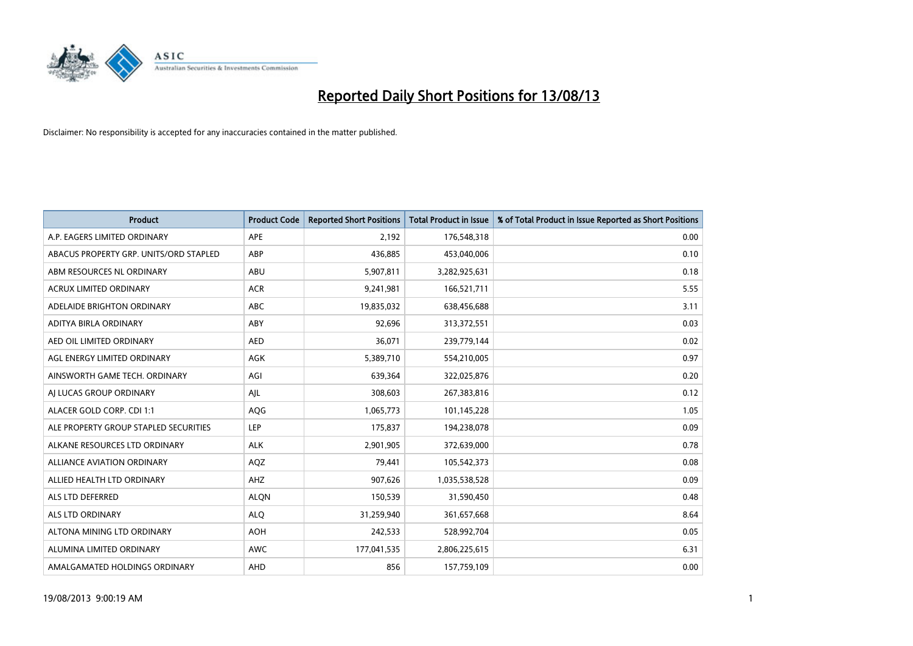# Reported Daily Short Positions for 13/08/13

Disclaimer: No responsibility is accepted for any inaccuracies contained in the matter published.

| Product | Product Code | Reported Short Positions | Total Product in Issue | % of Total Product in Issue Reported as Short Positions |
|---|---|---|---|---|
| A.P. EAGERS LIMITED ORDINARY | APE | 2,192 | 176,548,318 | 0.00 |
| ABACUS PROPERTY GRP. UNITS/ORD STAPLED | ABP | 436,885 | 453,040,006 | 0.10 |
| ABM RESOURCES NL ORDINARY | ABU | 5,907,811 | 3,282,925,631 | 0.18 |
| ACRUX LIMITED ORDINARY | ACR | 9,241,981 | 166,521,711 | 5.55 |
| ADELAIDE BRIGHTON ORDINARY | ABC | 19,835,032 | 638,456,688 | 3.11 |
| ADITYA BIRLA ORDINARY | ABY | 92,696 | 313,372,551 | 0.03 |
| AED OIL LIMITED ORDINARY | AED | 36,071 | 239,779,144 | 0.02 |
| AGL ENERGY LIMITED ORDINARY | AGK | 5,389,710 | 554,210,005 | 0.97 |
| AINSWORTH GAME TECH. ORDINARY | AGI | 639,364 | 322,025,876 | 0.20 |
| AJ LUCAS GROUP ORDINARY | AJL | 308,603 | 267,383,816 | 0.12 |
| ALACER GOLD CORP. CDI 1:1 | AQG | 1,065,773 | 101,145,228 | 1.05 |
| ALE PROPERTY GROUP STAPLED SECURITIES | LEP | 175,837 | 194,238,078 | 0.09 |
| ALKANE RESOURCES LTD ORDINARY | ALK | 2,901,905 | 372,639,000 | 0.78 |
| ALLIANCE AVIATION ORDINARY | AQZ | 79,441 | 105,542,373 | 0.08 |
| ALLIED HEALTH LTD ORDINARY | AHZ | 907,626 | 1,035,538,528 | 0.09 |
| ALS LTD DEFERRED | ALQN | 150,539 | 31,590,450 | 0.48 |
| ALS LTD ORDINARY | ALQ | 31,259,940 | 361,657,668 | 8.64 |
| ALTONA MINING LTD ORDINARY | AOH | 242,533 | 528,992,704 | 0.05 |
| ALUMINA LIMITED ORDINARY | AWC | 177,041,535 | 2,806,225,615 | 6.31 |
| AMALGAMATED HOLDINGS ORDINARY | AHD | 856 | 157,759,109 | 0.00 |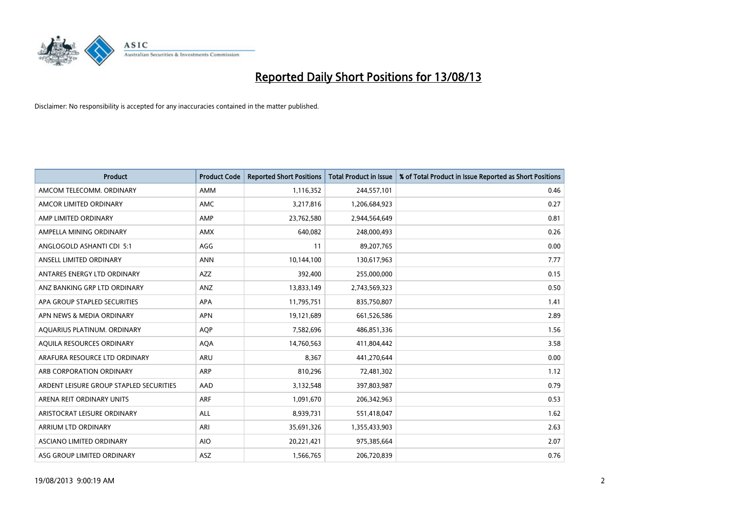# Reported Daily Short Positions for 13/08/13

Disclaimer: No responsibility is accepted for any inaccuracies contained in the matter published.

| Product | Product Code | Reported Short Positions | Total Product in Issue | % of Total Product in Issue Reported as Short Positions |
|---|---|---|---|---|
| AMCOM TELECOMM. ORDINARY | AMM | 1,116,352 | 244,557,101 | 0.46 |
| AMCOR LIMITED ORDINARY | AMC | 3,217,816 | 1,206,684,923 | 0.27 |
| AMP LIMITED ORDINARY | AMP | 23,762,580 | 2,944,564,649 | 0.81 |
| AMPELLA MINING ORDINARY | AMX | 640,082 | 248,000,493 | 0.26 |
| ANGLOGOLD ASHANTI CDI 5:1 | AGG | 11 | 89,207,765 | 0.00 |
| ANSELL LIMITED ORDINARY | ANN | 10,144,100 | 130,617,963 | 7.77 |
| ANTARES ENERGY LTD ORDINARY | AZZ | 392,400 | 255,000,000 | 0.15 |
| ANZ BANKING GRP LTD ORDINARY | ANZ | 13,833,149 | 2,743,569,323 | 0.50 |
| APA GROUP STAPLED SECURITIES | APA | 11,795,751 | 835,750,807 | 1.41 |
| APN NEWS & MEDIA ORDINARY | APN | 19,121,689 | 661,526,586 | 2.89 |
| AQUARIUS PLATINUM. ORDINARY | AQP | 7,582,696 | 486,851,336 | 1.56 |
| AQUILA RESOURCES ORDINARY | AQA | 14,760,563 | 411,804,442 | 3.58 |
| ARAFURA RESOURCE LTD ORDINARY | ARU | 8,367 | 441,270,644 | 0.00 |
| ARB CORPORATION ORDINARY | ARP | 810,296 | 72,481,302 | 1.12 |
| ARDENT LEISURE GROUP STAPLED SECURITIES | AAD | 3,132,548 | 397,803,987 | 0.79 |
| ARENA REIT ORDINARY UNITS | ARF | 1,091,670 | 206,342,963 | 0.53 |
| ARISTOCRAT LEISURE ORDINARY | ALL | 8,939,731 | 551,418,047 | 1.62 |
| ARRIUM LTD ORDINARY | ARI | 35,691,326 | 1,355,433,903 | 2.63 |
| ASCIANO LIMITED ORDINARY | AIO | 20,221,421 | 975,385,664 | 2.07 |
| ASG GROUP LIMITED ORDINARY | ASZ | 1,566,765 | 206,720,839 | 0.76 |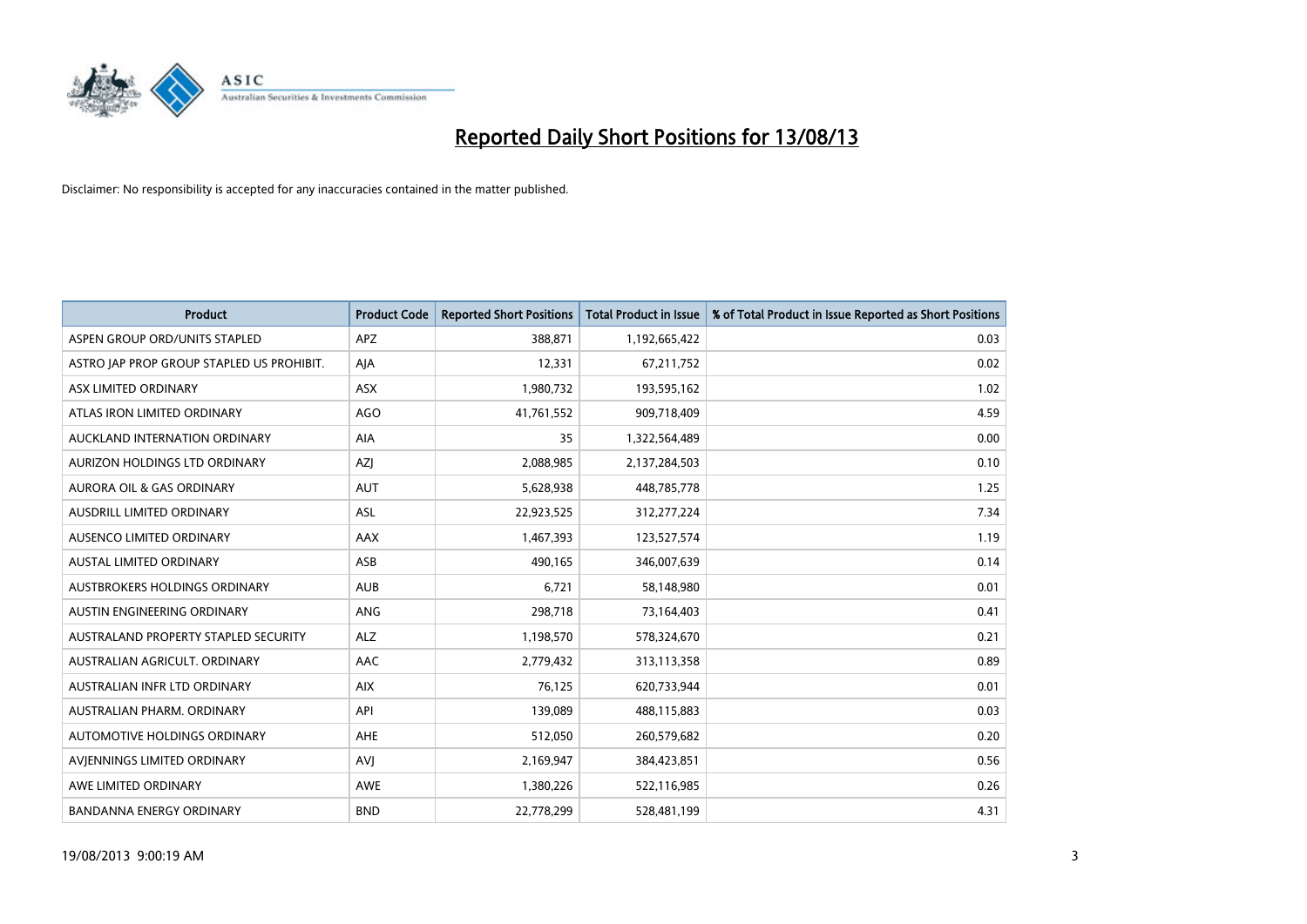# Reported Daily Short Positions for 13/08/13

Disclaimer: No responsibility is accepted for any inaccuracies contained in the matter published.

| Product | Product Code | Reported Short Positions | Total Product in Issue | % of Total Product in Issue Reported as Short Positions |
|---|---|---|---|---|
| ASPEN GROUP ORD/UNITS STAPLED | APZ | 388,871 | 1,192,665,422 | 0.03 |
| ASTRO JAP PROP GROUP STAPLED US PROHIBIT. | AJA | 12,331 | 67,211,752 | 0.02 |
| ASX LIMITED ORDINARY | ASX | 1,980,732 | 193,595,162 | 1.02 |
| ATLAS IRON LIMITED ORDINARY | AGO | 41,761,552 | 909,718,409 | 4.59 |
| AUCKLAND INTERNATION ORDINARY | AIA | 35 | 1,322,564,489 | 0.00 |
| AURIZON HOLDINGS LTD ORDINARY | AZJ | 2,088,985 | 2,137,284,503 | 0.10 |
| AURORA OIL & GAS ORDINARY | AUT | 5,628,938 | 448,785,778 | 1.25 |
| AUSDRILL LIMITED ORDINARY | ASL | 22,923,525 | 312,277,224 | 7.34 |
| AUSENCO LIMITED ORDINARY | AAX | 1,467,393 | 123,527,574 | 1.19 |
| AUSTAL LIMITED ORDINARY | ASB | 490,165 | 346,007,639 | 0.14 |
| AUSTBROKERS HOLDINGS ORDINARY | AUB | 6,721 | 58,148,980 | 0.01 |
| AUSTIN ENGINEERING ORDINARY | ANG | 298,718 | 73,164,403 | 0.41 |
| AUSTRALAND PROPERTY STAPLED SECURITY | ALZ | 1,198,570 | 578,324,670 | 0.21 |
| AUSTRALIAN AGRICULT. ORDINARY | AAC | 2,779,432 | 313,113,358 | 0.89 |
| AUSTRALIAN INFR LTD ORDINARY | AIX | 76,125 | 620,733,944 | 0.01 |
| AUSTRALIAN PHARM. ORDINARY | API | 139,089 | 488,115,883 | 0.03 |
| AUTOMOTIVE HOLDINGS ORDINARY | AHE | 512,050 | 260,579,682 | 0.20 |
| AVJENNINGS LIMITED ORDINARY | AVJ | 2,169,947 | 384,423,851 | 0.56 |
| AWE LIMITED ORDINARY | AWE | 1,380,226 | 522,116,985 | 0.26 |
| BANDANNA ENERGY ORDINARY | BND | 22,778,299 | 528,481,199 | 4.31 |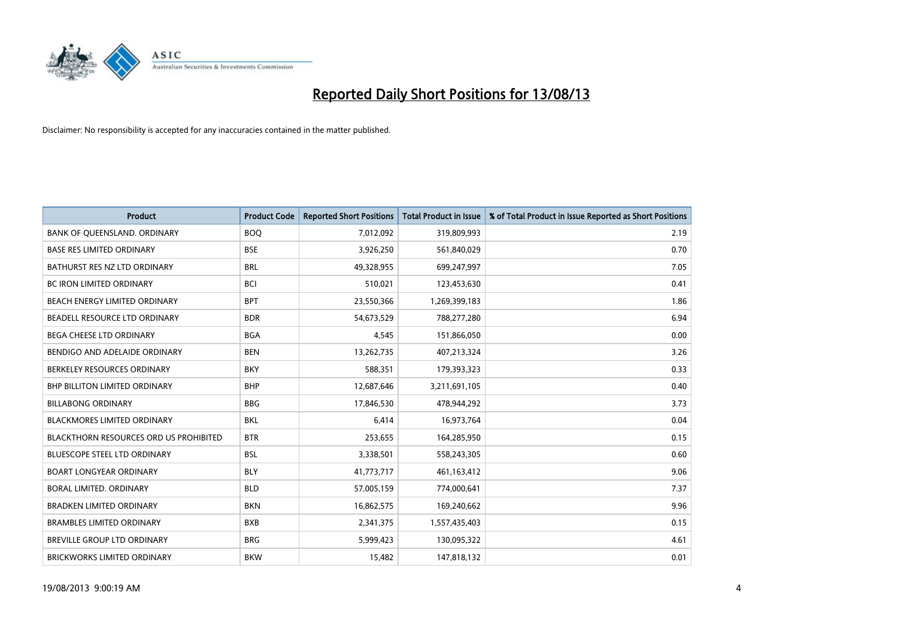# Reported Daily Short Positions for 13/08/13

Disclaimer: No responsibility is accepted for any inaccuracies contained in the matter published.

| Product | Product Code | Reported Short Positions | Total Product in Issue | % of Total Product in Issue Reported as Short Positions |
|---|---|---|---|---|
| BANK OF QUEENSLAND. ORDINARY | BOQ | 7,012,092 | 319,809,993 | 2.19 |
| BASE RES LIMITED ORDINARY | BSE | 3,926,250 | 561,840,029 | 0.70 |
| BATHURST RES NZ LTD ORDINARY | BRL | 49,328,955 | 699,247,997 | 7.05 |
| BC IRON LIMITED ORDINARY | BCI | 510,021 | 123,453,630 | 0.41 |
| BEACH ENERGY LIMITED ORDINARY | BPT | 23,550,366 | 1,269,399,183 | 1.86 |
| BEADELL RESOURCE LTD ORDINARY | BDR | 54,673,529 | 788,277,280 | 6.94 |
| BEGA CHEESE LTD ORDINARY | BGA | 4,545 | 151,866,050 | 0.00 |
| BENDIGO AND ADELAIDE ORDINARY | BEN | 13,262,735 | 407,213,324 | 3.26 |
| BERKELEY RESOURCES ORDINARY | BKY | 588,351 | 179,393,323 | 0.33 |
| BHP BILLITON LIMITED ORDINARY | BHP | 12,687,646 | 3,211,691,105 | 0.40 |
| BILLABONG ORDINARY | BBG | 17,846,530 | 478,944,292 | 3.73 |
| BLACKMORES LIMITED ORDINARY | BKL | 6,414 | 16,973,764 | 0.04 |
| BLACKTHORN RESOURCES ORD US PROHIBITED | BTR | 253,655 | 164,285,950 | 0.15 |
| BLUESCOPE STEEL LTD ORDINARY | BSL | 3,338,501 | 558,243,305 | 0.60 |
| BOART LONGYEAR ORDINARY | BLY | 41,773,717 | 461,163,412 | 9.06 |
| BORAL LIMITED. ORDINARY | BLD | 57,005,159 | 774,000,641 | 7.37 |
| BRADKEN LIMITED ORDINARY | BKN | 16,862,575 | 169,240,662 | 9.96 |
| BRAMBLES LIMITED ORDINARY | BXB | 2,341,375 | 1,557,435,403 | 0.15 |
| BREVILLE GROUP LTD ORDINARY | BRG | 5,999,423 | 130,095,322 | 4.61 |
| BRICKWORKS LIMITED ORDINARY | BKW | 15,482 | 147,818,132 | 0.01 |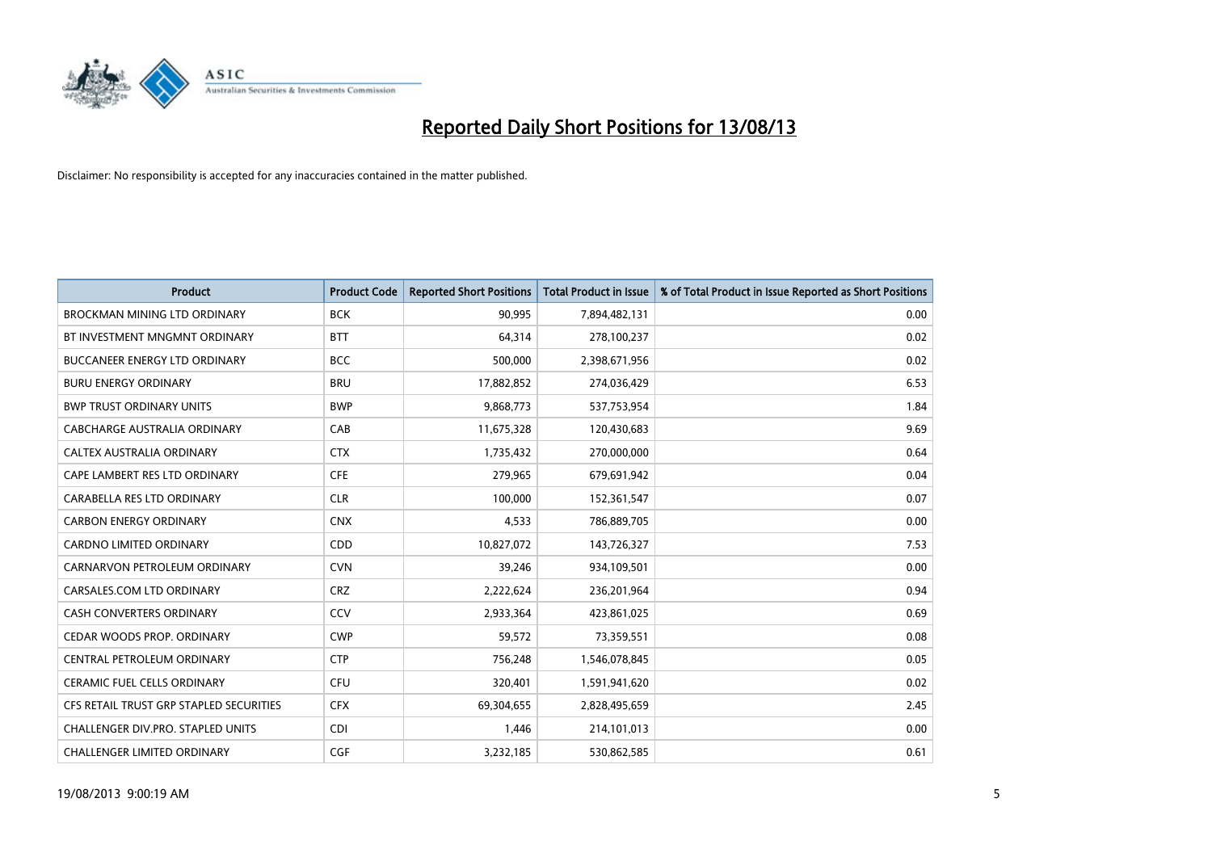# Reported Daily Short Positions for 13/08/13

Disclaimer: No responsibility is accepted for any inaccuracies contained in the matter published.

| Product | Product Code | Reported Short Positions | Total Product in Issue | % of Total Product in Issue Reported as Short Positions |
|---|---|---|---|---|
| BROCKMAN MINING LTD ORDINARY | BCK | 90,995 | 7,894,482,131 | 0.00 |
| BT INVESTMENT MNGMNT ORDINARY | BTT | 64,314 | 278,100,237 | 0.02 |
| BUCCANEER ENERGY LTD ORDINARY | BCC | 500,000 | 2,398,671,956 | 0.02 |
| BURU ENERGY ORDINARY | BRU | 17,882,852 | 274,036,429 | 6.53 |
| BWP TRUST ORDINARY UNITS | BWP | 9,868,773 | 537,753,954 | 1.84 |
| CABCHARGE AUSTRALIA ORDINARY | CAB | 11,675,328 | 120,430,683 | 9.69 |
| CALTEX AUSTRALIA ORDINARY | CTX | 1,735,432 | 270,000,000 | 0.64 |
| CAPE LAMBERT RES LTD ORDINARY | CFE | 279,965 | 679,691,942 | 0.04 |
| CARABELLA RES LTD ORDINARY | CLR | 100,000 | 152,361,547 | 0.07 |
| CARBON ENERGY ORDINARY | CNX | 4,533 | 786,889,705 | 0.00 |
| CARDNO LIMITED ORDINARY | CDD | 10,827,072 | 143,726,327 | 7.53 |
| CARNARVON PETROLEUM ORDINARY | CVN | 39,246 | 934,109,501 | 0.00 |
| CARSALES.COM LTD ORDINARY | CRZ | 2,222,624 | 236,201,964 | 0.94 |
| CASH CONVERTERS ORDINARY | CCV | 2,933,364 | 423,861,025 | 0.69 |
| CEDAR WOODS PROP. ORDINARY | CWP | 59,572 | 73,359,551 | 0.08 |
| CENTRAL PETROLEUM ORDINARY | CTP | 756,248 | 1,546,078,845 | 0.05 |
| CERAMIC FUEL CELLS ORDINARY | CFU | 320,401 | 1,591,941,620 | 0.02 |
| CFS RETAIL TRUST GRP STAPLED SECURITIES | CFX | 69,304,655 | 2,828,495,659 | 2.45 |
| CHALLENGER DIV.PRO. STAPLED UNITS | CDI | 1,446 | 214,101,013 | 0.00 |
| CHALLENGER LIMITED ORDINARY | CGF | 3,232,185 | 530,862,585 | 0.61 |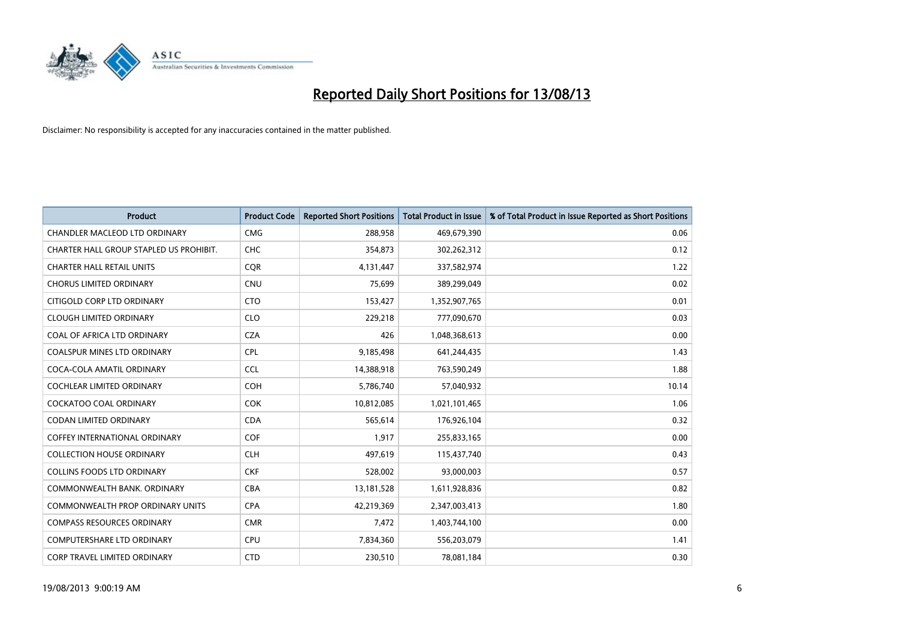# Reported Daily Short Positions for 13/08/13

Disclaimer: No responsibility is accepted for any inaccuracies contained in the matter published.

| Product | Product Code | Reported Short Positions | Total Product in Issue | % of Total Product in Issue Reported as Short Positions |
|---|---|---|---|---|
| CHANDLER MACLEOD LTD ORDINARY | CMG | 288,958 | 469,679,390 | 0.06 |
| CHARTER HALL GROUP STAPLED US PROHIBIT. | CHC | 354,873 | 302,262,312 | 0.12 |
| CHARTER HALL RETAIL UNITS | CQR | 4,131,447 | 337,582,974 | 1.22 |
| CHORUS LIMITED ORDINARY | CNU | 75,699 | 389,299,049 | 0.02 |
| CITIGOLD CORP LTD ORDINARY | CTO | 153,427 | 1,352,907,765 | 0.01 |
| CLOUGH LIMITED ORDINARY | CLO | 229,218 | 777,090,670 | 0.03 |
| COAL OF AFRICA LTD ORDINARY | CZA | 426 | 1,048,368,613 | 0.00 |
| COALSPUR MINES LTD ORDINARY | CPL | 9,185,498 | 641,244,435 | 1.43 |
| COCA-COLA AMATIL ORDINARY | CCL | 14,388,918 | 763,590,249 | 1.88 |
| COCHLEAR LIMITED ORDINARY | COH | 5,786,740 | 57,040,932 | 10.14 |
| COCKATOO COAL ORDINARY | COK | 10,812,085 | 1,021,101,465 | 1.06 |
| CODAN LIMITED ORDINARY | CDA | 565,614 | 176,926,104 | 0.32 |
| COFFEY INTERNATIONAL ORDINARY | COF | 1,917 | 255,833,165 | 0.00 |
| COLLECTION HOUSE ORDINARY | CLH | 497,619 | 115,437,740 | 0.43 |
| COLLINS FOODS LTD ORDINARY | CKF | 528,002 | 93,000,003 | 0.57 |
| COMMONWEALTH BANK. ORDINARY | CBA | 13,181,528 | 1,611,928,836 | 0.82 |
| COMMONWEALTH PROP ORDINARY UNITS | CPA | 42,219,369 | 2,347,003,413 | 1.80 |
| COMPASS RESOURCES ORDINARY | CMR | 7,472 | 1,403,744,100 | 0.00 |
| COMPUTERSHARE LTD ORDINARY | CPU | 7,834,360 | 556,203,079 | 1.41 |
| CORP TRAVEL LIMITED ORDINARY | CTD | 230,510 | 78,081,184 | 0.30 |

19/08/2013 9:00:19 AM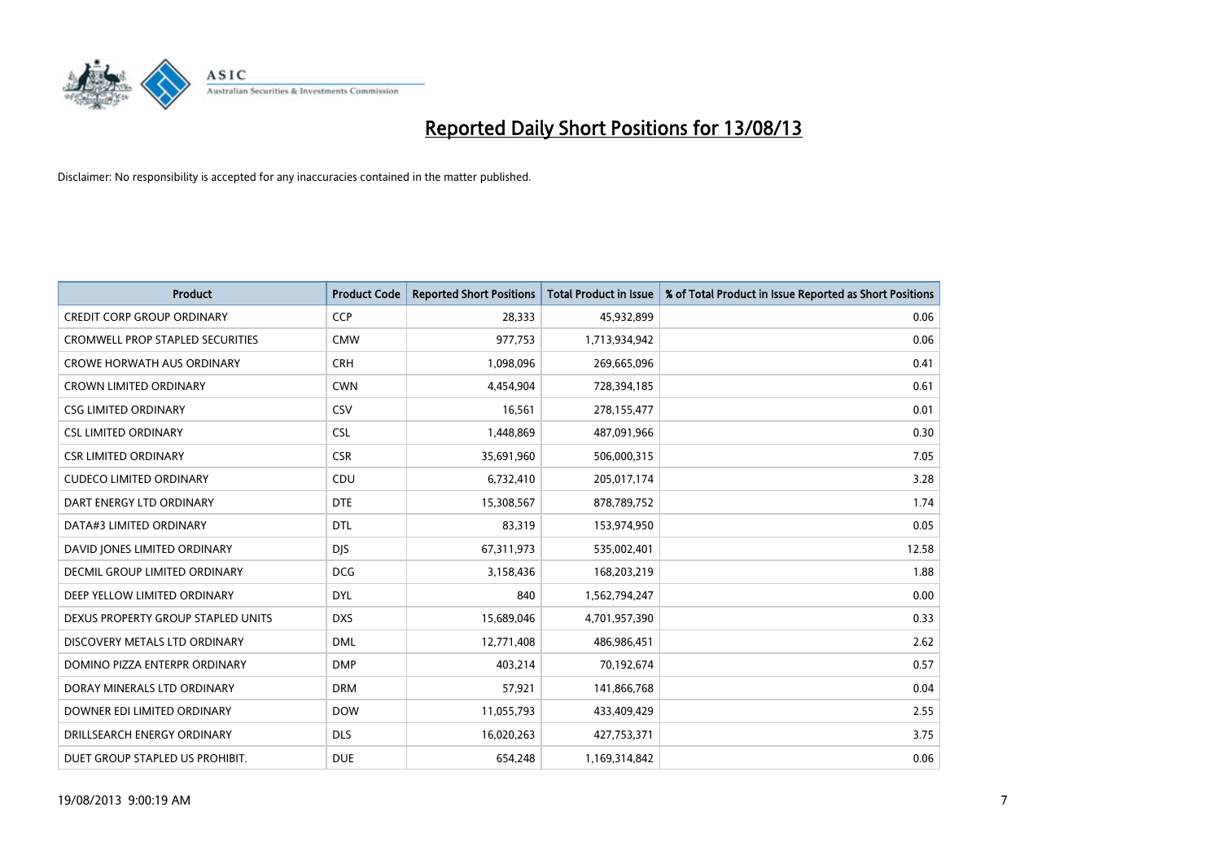# Reported Daily Short Positions for 13/08/13

Disclaimer: No responsibility is accepted for any inaccuracies contained in the matter published.

| Product | Product Code | Reported Short Positions | Total Product in Issue | % of Total Product in Issue Reported as Short Positions |
|---|---|---|---|---|
| CREDIT CORP GROUP ORDINARY | CCP | 28,333 | 45,932,899 | 0.06 |
| CROMWELL PROP STAPLED SECURITIES | CMW | 977,753 | 1,713,934,942 | 0.06 |
| CROWE HORWATH AUS ORDINARY | CRH | 1,098,096 | 269,665,096 | 0.41 |
| CROWN LIMITED ORDINARY | CWN | 4,454,904 | 728,394,185 | 0.61 |
| CSG LIMITED ORDINARY | CSV | 16,561 | 278,155,477 | 0.01 |
| CSL LIMITED ORDINARY | CSL | 1,448,869 | 487,091,966 | 0.30 |
| CSR LIMITED ORDINARY | CSR | 35,691,960 | 506,000,315 | 7.05 |
| CUDECO LIMITED ORDINARY | CDU | 6,732,410 | 205,017,174 | 3.28 |
| DART ENERGY LTD ORDINARY | DTE | 15,308,567 | 878,789,752 | 1.74 |
| DATA#3 LIMITED ORDINARY | DTL | 83,319 | 153,974,950 | 0.05 |
| DAVID JONES LIMITED ORDINARY | DJS | 67,311,973 | 535,002,401 | 12.58 |
| DECMIL GROUP LIMITED ORDINARY | DCG | 3,158,436 | 168,203,219 | 1.88 |
| DEEP YELLOW LIMITED ORDINARY | DYL | 840 | 1,562,794,247 | 0.00 |
| DEXUS PROPERTY GROUP STAPLED UNITS | DXS | 15,689,046 | 4,701,957,390 | 0.33 |
| DISCOVERY METALS LTD ORDINARY | DML | 12,771,408 | 486,986,451 | 2.62 |
| DOMINO PIZZA ENTERPR ORDINARY | DMP | 403,214 | 70,192,674 | 0.57 |
| DORAY MINERALS LTD ORDINARY | DRM | 57,921 | 141,866,768 | 0.04 |
| DOWNER EDI LIMITED ORDINARY | DOW | 11,055,793 | 433,409,429 | 2.55 |
| DRILLSEARCH ENERGY ORDINARY | DLS | 16,020,263 | 427,753,371 | 3.75 |
| DUET GROUP STAPLED US PROHIBIT. | DUE | 654,248 | 1,169,314,842 | 0.06 |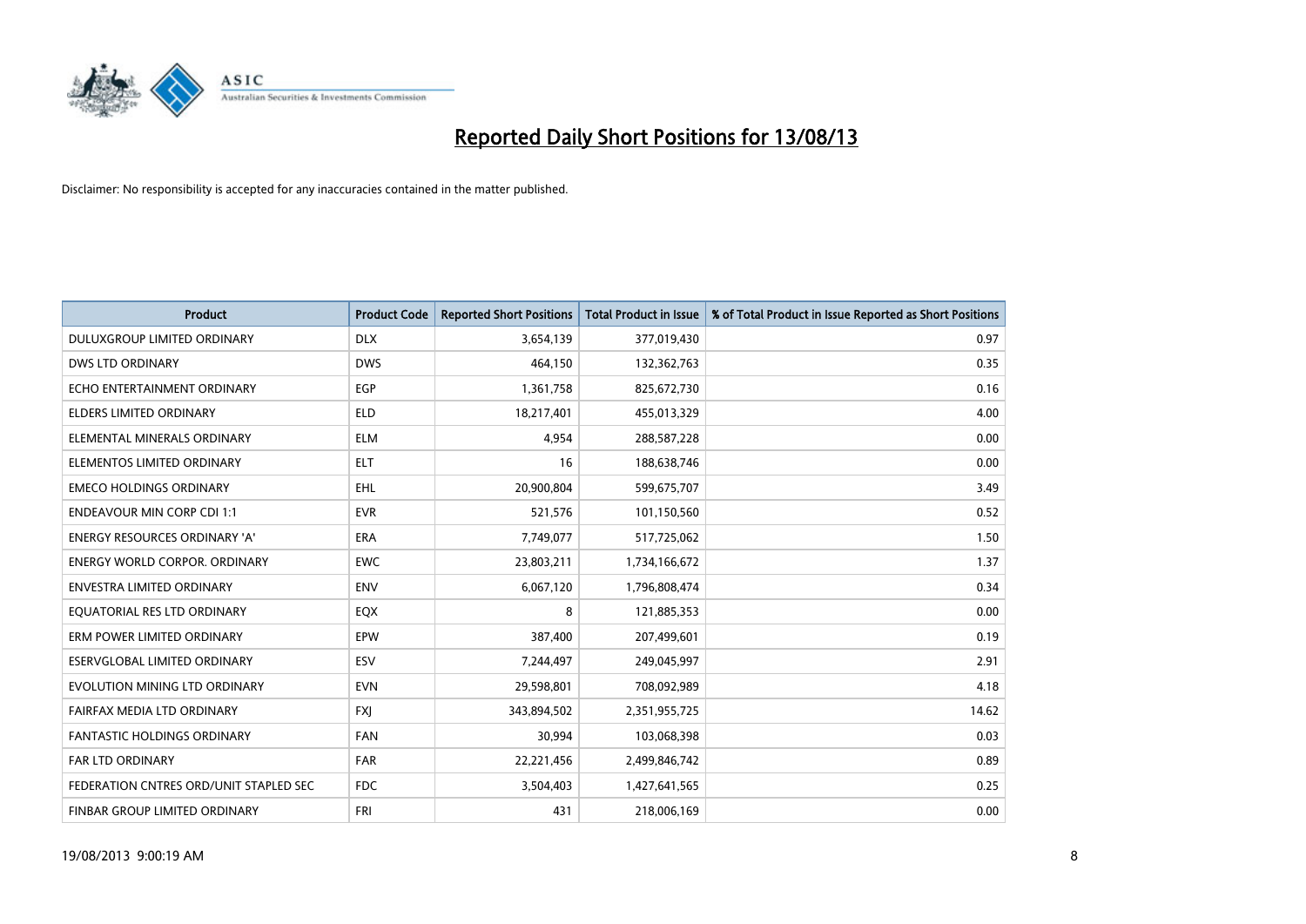# Reported Daily Short Positions for 13/08/13

Disclaimer: No responsibility is accepted for any inaccuracies contained in the matter published.

| Product | Product Code | Reported Short Positions | Total Product in Issue | % of Total Product in Issue Reported as Short Positions |
|---|---|---|---|---|
| DULUXGROUP LIMITED ORDINARY | DLX | 3,654,139 | 377,019,430 | 0.97 |
| DWS LTD ORDINARY | DWS | 464,150 | 132,362,763 | 0.35 |
| ECHO ENTERTAINMENT ORDINARY | EGP | 1,361,758 | 825,672,730 | 0.16 |
| ELDERS LIMITED ORDINARY | ELD | 18,217,401 | 455,013,329 | 4.00 |
| ELEMENTAL MINERALS ORDINARY | ELM | 4,954 | 288,587,228 | 0.00 |
| ELEMENTOS LIMITED ORDINARY | ELT | 16 | 188,638,746 | 0.00 |
| EMECO HOLDINGS ORDINARY | EHL | 20,900,804 | 599,675,707 | 3.49 |
| ENDEAVOUR MIN CORP CDI 1:1 | EVR | 521,576 | 101,150,560 | 0.52 |
| ENERGY RESOURCES ORDINARY 'A' | ERA | 7,749,077 | 517,725,062 | 1.50 |
| ENERGY WORLD CORPOR. ORDINARY | EWC | 23,803,211 | 1,734,166,672 | 1.37 |
| ENVESTRA LIMITED ORDINARY | ENV | 6,067,120 | 1,796,808,474 | 0.34 |
| EQUATORIAL RES LTD ORDINARY | EQX | 8 | 121,885,353 | 0.00 |
| ERM POWER LIMITED ORDINARY | EPW | 387,400 | 207,499,601 | 0.19 |
| ESERVGLOBAL LIMITED ORDINARY | ESV | 7,244,497 | 249,045,997 | 2.91 |
| EVOLUTION MINING LTD ORDINARY | EVN | 29,598,801 | 708,092,989 | 4.18 |
| FAIRFAX MEDIA LTD ORDINARY | FXJ | 343,894,502 | 2,351,955,725 | 14.62 |
| FANTASTIC HOLDINGS ORDINARY | FAN | 30,994 | 103,068,398 | 0.03 |
| FAR LTD ORDINARY | FAR | 22,221,456 | 2,499,846,742 | 0.89 |
| FEDERATION CNTRES ORD/UNIT STAPLED SEC | FDC | 3,504,403 | 1,427,641,565 | 0.25 |
| FINBAR GROUP LIMITED ORDINARY | FRI | 431 | 218,006,169 | 0.00 |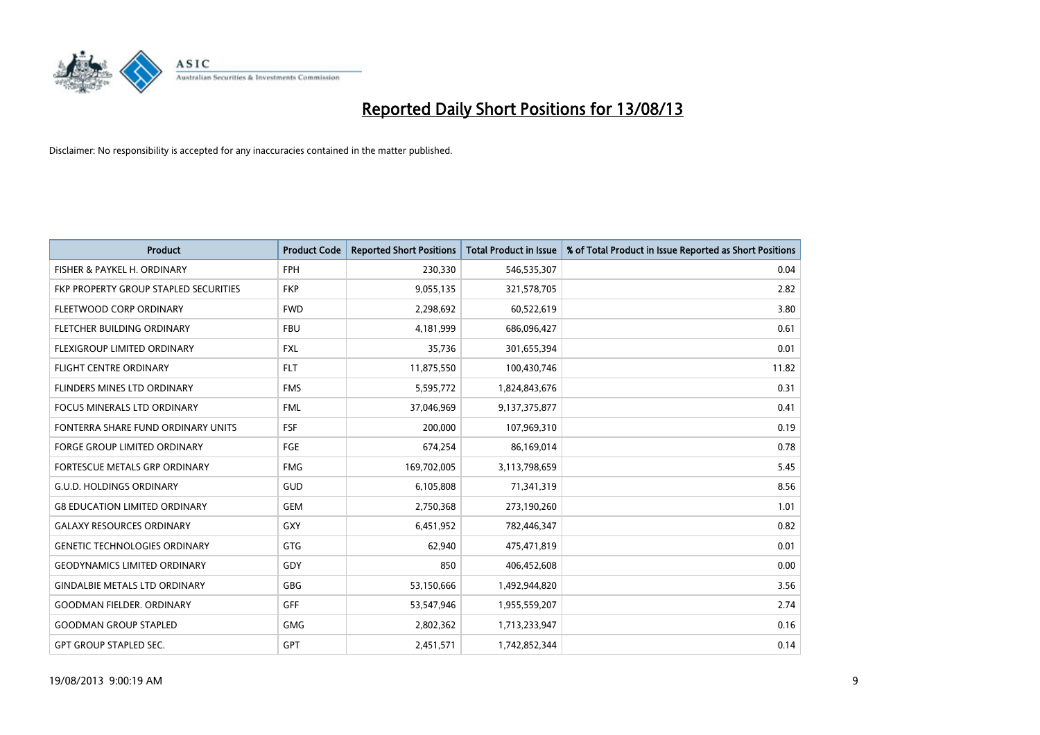# Reported Daily Short Positions for 13/08/13

Disclaimer: No responsibility is accepted for any inaccuracies contained in the matter published.

| Product | Product Code | Reported Short Positions | Total Product in Issue | % of Total Product in Issue Reported as Short Positions |
|---|---|---|---|---|
| FISHER & PAYKEL H. ORDINARY | FPH | 230,330 | 546,535,307 | 0.04 |
| FKP PROPERTY GROUP STAPLED SECURITIES | FKP | 9,055,135 | 321,578,705 | 2.82 |
| FLEETWOOD CORP ORDINARY | FWD | 2,298,692 | 60,522,619 | 3.80 |
| FLETCHER BUILDING ORDINARY | FBU | 4,181,999 | 686,096,427 | 0.61 |
| FLEXIGROUP LIMITED ORDINARY | FXL | 35,736 | 301,655,394 | 0.01 |
| FLIGHT CENTRE ORDINARY | FLT | 11,875,550 | 100,430,746 | 11.82 |
| FLINDERS MINES LTD ORDINARY | FMS | 5,595,772 | 1,824,843,676 | 0.31 |
| FOCUS MINERALS LTD ORDINARY | FML | 37,046,969 | 9,137,375,877 | 0.41 |
| FONTERRA SHARE FUND ORDINARY UNITS | FSF | 200,000 | 107,969,310 | 0.19 |
| FORGE GROUP LIMITED ORDINARY | FGE | 674,254 | 86,169,014 | 0.78 |
| FORTESCUE METALS GRP ORDINARY | FMG | 169,702,005 | 3,113,798,659 | 5.45 |
| G.U.D. HOLDINGS ORDINARY | GUD | 6,105,808 | 71,341,319 | 8.56 |
| G8 EDUCATION LIMITED ORDINARY | GEM | 2,750,368 | 273,190,260 | 1.01 |
| GALAXY RESOURCES ORDINARY | GXY | 6,451,952 | 782,446,347 | 0.82 |
| GENETIC TECHNOLOGIES ORDINARY | GTG | 62,940 | 475,471,819 | 0.01 |
| GEODYNAMICS LIMITED ORDINARY | GDY | 850 | 406,452,608 | 0.00 |
| GINDALBIE METALS LTD ORDINARY | GBG | 53,150,666 | 1,492,944,820 | 3.56 |
| GOODMAN FIELDER. ORDINARY | GFF | 53,547,946 | 1,955,559,207 | 2.74 |
| GOODMAN GROUP STAPLED | GMG | 2,802,362 | 1,713,233,947 | 0.16 |
| GPT GROUP STAPLED SEC. | GPT | 2,451,571 | 1,742,852,344 | 0.14 |

19/08/2013 9:00:19 AM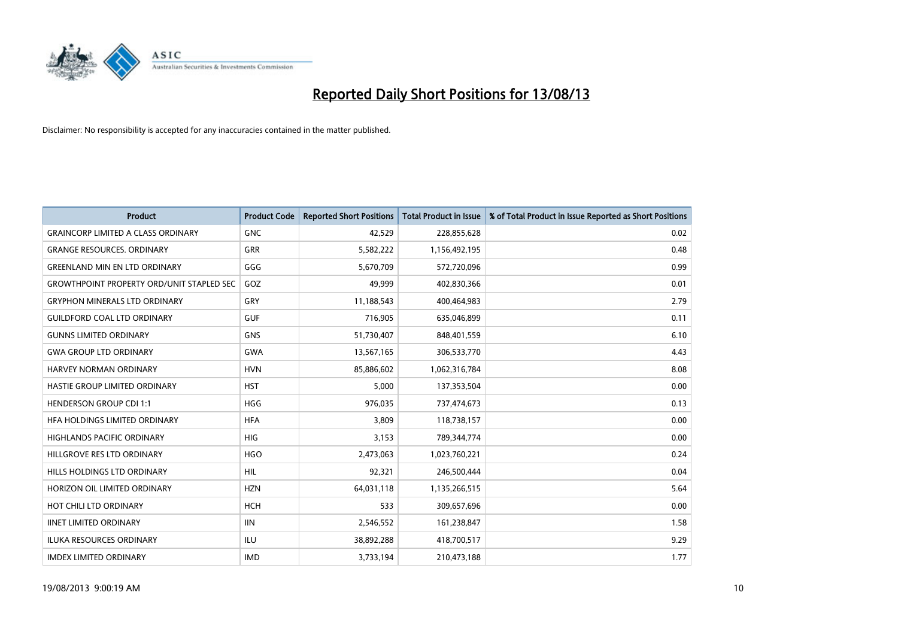# Reported Daily Short Positions for 13/08/13

Disclaimer: No responsibility is accepted for any inaccuracies contained in the matter published.

| Product | Product Code | Reported Short Positions | Total Product in Issue | % of Total Product in Issue Reported as Short Positions |
|---|---|---|---|---|
| GRAINCORP LIMITED A CLASS ORDINARY | GNC | 42,529 | 228,855,628 | 0.02 |
| GRANGE RESOURCES. ORDINARY | GRR | 5,582,222 | 1,156,492,195 | 0.48 |
| GREENLAND MIN EN LTD ORDINARY | GGG | 5,670,709 | 572,720,096 | 0.99 |
| GROWTHPOINT PROPERTY ORD/UNIT STAPLED SEC | GOZ | 49,999 | 402,830,366 | 0.01 |
| GRYPHON MINERALS LTD ORDINARY | GRY | 11,188,543 | 400,464,983 | 2.79 |
| GUILDFORD COAL LTD ORDINARY | GUF | 716,905 | 635,046,899 | 0.11 |
| GUNNS LIMITED ORDINARY | GNS | 51,730,407 | 848,401,559 | 6.10 |
| GWA GROUP LTD ORDINARY | GWA | 13,567,165 | 306,533,770 | 4.43 |
| HARVEY NORMAN ORDINARY | HVN | 85,886,602 | 1,062,316,784 | 8.08 |
| HASTIE GROUP LIMITED ORDINARY | HST | 5,000 | 137,353,504 | 0.00 |
| HENDERSON GROUP CDI 1:1 | HGG | 976,035 | 737,474,673 | 0.13 |
| HFA HOLDINGS LIMITED ORDINARY | HFA | 3,809 | 118,738,157 | 0.00 |
| HIGHLANDS PACIFIC ORDINARY | HIG | 3,153 | 789,344,774 | 0.00 |
| HILLGROVE RES LTD ORDINARY | HGO | 2,473,063 | 1,023,760,221 | 0.24 |
| HILLS HOLDINGS LTD ORDINARY | HIL | 92,321 | 246,500,444 | 0.04 |
| HORIZON OIL LIMITED ORDINARY | HZN | 64,031,118 | 1,135,266,515 | 5.64 |
| HOT CHILI LTD ORDINARY | HCH | 533 | 309,657,696 | 0.00 |
| IINET LIMITED ORDINARY | IIN | 2,546,552 | 161,238,847 | 1.58 |
| ILUKA RESOURCES ORDINARY | ILU | 38,892,288 | 418,700,517 | 9.29 |
| IMDEX LIMITED ORDINARY | IMD | 3,733,194 | 210,473,188 | 1.77 |

19/08/2013 9:00:19 AM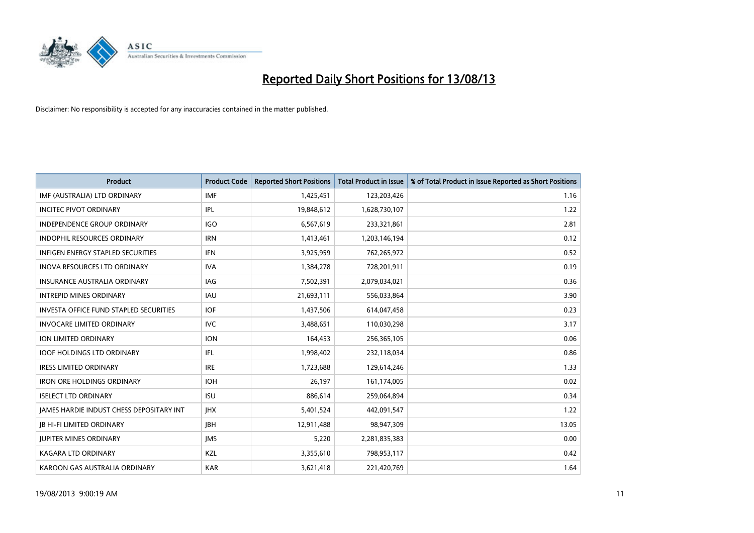# Reported Daily Short Positions for 13/08/13

Disclaimer: No responsibility is accepted for any inaccuracies contained in the matter published.

| Product | Product Code | Reported Short Positions | Total Product in Issue | % of Total Product in Issue Reported as Short Positions |
|---|---|---|---|---|
| IMF (AUSTRALIA) LTD ORDINARY | IMF | 1,425,451 | 123,203,426 | 1.16 |
| INCITEC PIVOT ORDINARY | IPL | 19,848,612 | 1,628,730,107 | 1.22 |
| INDEPENDENCE GROUP ORDINARY | IGO | 6,567,619 | 233,321,861 | 2.81 |
| INDOPHIL RESOURCES ORDINARY | IRN | 1,413,461 | 1,203,146,194 | 0.12 |
| INFIGEN ENERGY STAPLED SECURITIES | IFN | 3,925,959 | 762,265,972 | 0.52 |
| INOVA RESOURCES LTD ORDINARY | IVA | 1,384,278 | 728,201,911 | 0.19 |
| INSURANCE AUSTRALIA ORDINARY | IAG | 7,502,391 | 2,079,034,021 | 0.36 |
| INTREPID MINES ORDINARY | IAU | 21,693,111 | 556,033,864 | 3.90 |
| INVESTA OFFICE FUND STAPLED SECURITIES | IOF | 1,437,506 | 614,047,458 | 0.23 |
| INVOCARE LIMITED ORDINARY | IVC | 3,488,651 | 110,030,298 | 3.17 |
| ION LIMITED ORDINARY | ION | 164,453 | 256,365,105 | 0.06 |
| IOOF HOLDINGS LTD ORDINARY | IFL | 1,998,402 | 232,118,034 | 0.86 |
| IRESS LIMITED ORDINARY | IRE | 1,723,688 | 129,614,246 | 1.33 |
| IRON ORE HOLDINGS ORDINARY | IOH | 26,197 | 161,174,005 | 0.02 |
| ISELECT LTD ORDINARY | ISU | 886,614 | 259,064,894 | 0.34 |
| JAMES HARDIE INDUST CHESS DEPOSITARY INT | JHX | 5,401,524 | 442,091,547 | 1.22 |
| JB HI-FI LIMITED ORDINARY | JBH | 12,911,488 | 98,947,309 | 13.05 |
| JUPITER MINES ORDINARY | JMS | 5,220 | 2,281,835,383 | 0.00 |
| KAGARA LTD ORDINARY | KZL | 3,355,610 | 798,953,117 | 0.42 |
| KAROON GAS AUSTRALIA ORDINARY | KAR | 3,621,418 | 221,420,769 | 1.64 |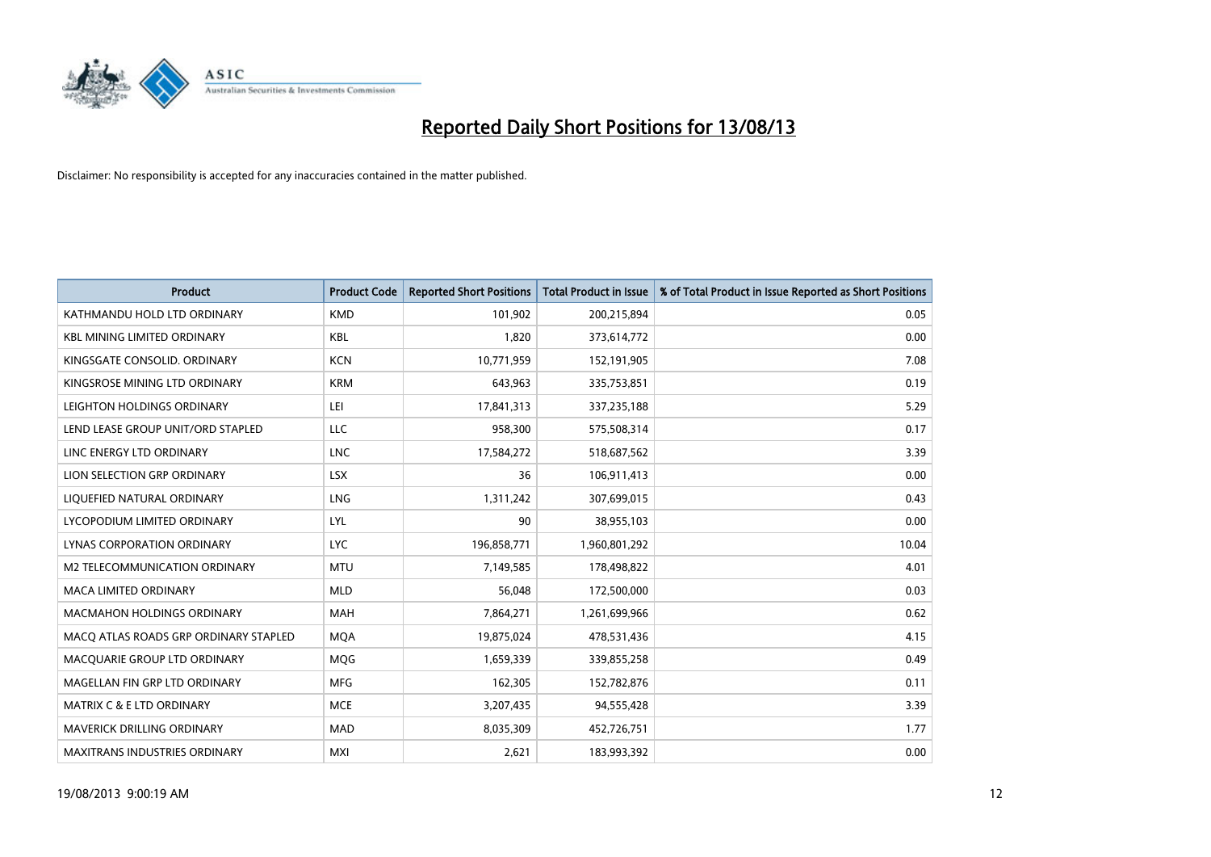# Reported Daily Short Positions for 13/08/13

Disclaimer: No responsibility is accepted for any inaccuracies contained in the matter published.

| Product | Product Code | Reported Short Positions | Total Product in Issue | % of Total Product in Issue Reported as Short Positions |
|---|---|---|---|---|
| KATHMANDU HOLD LTD ORDINARY | KMD | 101,902 | 200,215,894 | 0.05 |
| KBL MINING LIMITED ORDINARY | KBL | 1,820 | 373,614,772 | 0.00 |
| KINGSGATE CONSOLID. ORDINARY | KCN | 10,771,959 | 152,191,905 | 7.08 |
| KINGSROSE MINING LTD ORDINARY | KRM | 643,963 | 335,753,851 | 0.19 |
| LEIGHTON HOLDINGS ORDINARY | LEI | 17,841,313 | 337,235,188 | 5.29 |
| LEND LEASE GROUP UNIT/ORD STAPLED | LLC | 958,300 | 575,508,314 | 0.17 |
| LINC ENERGY LTD ORDINARY | LNC | 17,584,272 | 518,687,562 | 3.39 |
| LION SELECTION GRP ORDINARY | LSX | 36 | 106,911,413 | 0.00 |
| LIQUEFIED NATURAL ORDINARY | LNG | 1,311,242 | 307,699,015 | 0.43 |
| LYCOPODIUM LIMITED ORDINARY | LYL | 90 | 38,955,103 | 0.00 |
| LYNAS CORPORATION ORDINARY | LYC | 196,858,771 | 1,960,801,292 | 10.04 |
| M2 TELECOMMUNICATION ORDINARY | MTU | 7,149,585 | 178,498,822 | 4.01 |
| MACA LIMITED ORDINARY | MLD | 56,048 | 172,500,000 | 0.03 |
| MACMAHON HOLDINGS ORDINARY | MAH | 7,864,271 | 1,261,699,966 | 0.62 |
| MACQ ATLAS ROADS GRP ORDINARY STAPLED | MQA | 19,875,024 | 478,531,436 | 4.15 |
| MACQUARIE GROUP LTD ORDINARY | MQG | 1,659,339 | 339,855,258 | 0.49 |
| MAGELLAN FIN GRP LTD ORDINARY | MFG | 162,305 | 152,782,876 | 0.11 |
| MATRIX C & E LTD ORDINARY | MCE | 3,207,435 | 94,555,428 | 3.39 |
| MAVERICK DRILLING ORDINARY | MAD | 8,035,309 | 452,726,751 | 1.77 |
| MAXITRANS INDUSTRIES ORDINARY | MXI | 2,621 | 183,993,392 | 0.00 |

19/08/2013 9:00:19 AM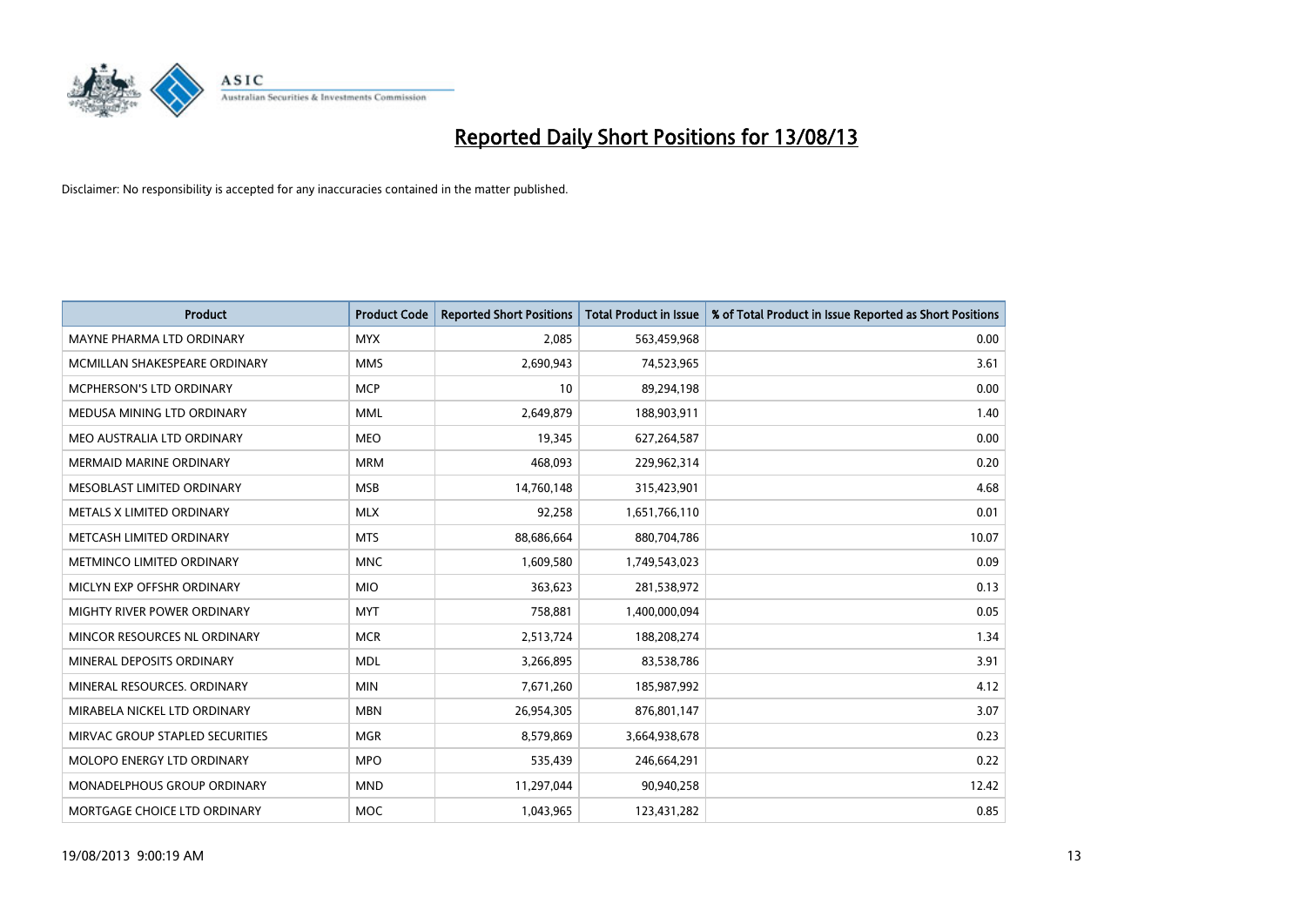# Reported Daily Short Positions for 13/08/13

Disclaimer: No responsibility is accepted for any inaccuracies contained in the matter published.

| Product | Product Code | Reported Short Positions | Total Product in Issue | % of Total Product in Issue Reported as Short Positions |
|---|---|---|---|---|
| MAYNE PHARMA LTD ORDINARY | MYX | 2,085 | 563,459,968 | 0.00 |
| MCMILLAN SHAKESPEARE ORDINARY | MMS | 2,690,943 | 74,523,965 | 3.61 |
| MCPHERSON'S LTD ORDINARY | MCP | 10 | 89,294,198 | 0.00 |
| MEDUSA MINING LTD ORDINARY | MML | 2,649,879 | 188,903,911 | 1.40 |
| MEO AUSTRALIA LTD ORDINARY | MEO | 19,345 | 627,264,587 | 0.00 |
| MERMAID MARINE ORDINARY | MRM | 468,093 | 229,962,314 | 0.20 |
| MESOBLAST LIMITED ORDINARY | MSB | 14,760,148 | 315,423,901 | 4.68 |
| METALS X LIMITED ORDINARY | MLX | 92,258 | 1,651,766,110 | 0.01 |
| METCASH LIMITED ORDINARY | MTS | 88,686,664 | 880,704,786 | 10.07 |
| METMINCO LIMITED ORDINARY | MNC | 1,609,580 | 1,749,543,023 | 0.09 |
| MICLYN EXP OFFSHR ORDINARY | MIO | 363,623 | 281,538,972 | 0.13 |
| MIGHTY RIVER POWER ORDINARY | MYT | 758,881 | 1,400,000,094 | 0.05 |
| MINCOR RESOURCES NL ORDINARY | MCR | 2,513,724 | 188,208,274 | 1.34 |
| MINERAL DEPOSITS ORDINARY | MDL | 3,266,895 | 83,538,786 | 3.91 |
| MINERAL RESOURCES. ORDINARY | MIN | 7,671,260 | 185,987,992 | 4.12 |
| MIRABELA NICKEL LTD ORDINARY | MBN | 26,954,305 | 876,801,147 | 3.07 |
| MIRVAC GROUP STAPLED SECURITIES | MGR | 8,579,869 | 3,664,938,678 | 0.23 |
| MOLOPO ENERGY LTD ORDINARY | MPO | 535,439 | 246,664,291 | 0.22 |
| MONADELPHOUS GROUP ORDINARY | MND | 11,297,044 | 90,940,258 | 12.42 |
| MORTGAGE CHOICE LTD ORDINARY | MOC | 1,043,965 | 123,431,282 | 0.85 |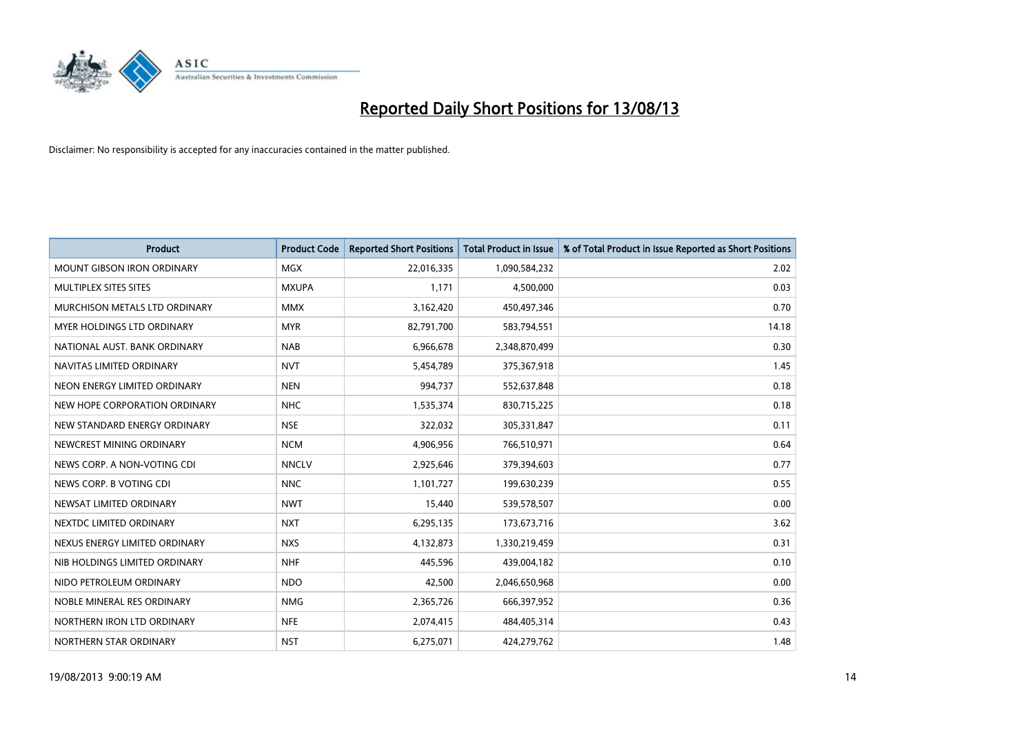# Reported Daily Short Positions for 13/08/13

Disclaimer: No responsibility is accepted for any inaccuracies contained in the matter published.

| Product | Product Code | Reported Short Positions | Total Product in Issue | % of Total Product in Issue Reported as Short Positions |
|---|---|---|---|---|
| MOUNT GIBSON IRON ORDINARY | MGX | 22,016,335 | 1,090,584,232 | 2.02 |
| MULTIPLEX SITES SITES | MXUPA | 1,171 | 4,500,000 | 0.03 |
| MURCHISON METALS LTD ORDINARY | MMX | 3,162,420 | 450,497,346 | 0.70 |
| MYER HOLDINGS LTD ORDINARY | MYR | 82,791,700 | 583,794,551 | 14.18 |
| NATIONAL AUST. BANK ORDINARY | NAB | 6,966,678 | 2,348,870,499 | 0.30 |
| NAVITAS LIMITED ORDINARY | NVT | 5,454,789 | 375,367,918 | 1.45 |
| NEON ENERGY LIMITED ORDINARY | NEN | 994,737 | 552,637,848 | 0.18 |
| NEW HOPE CORPORATION ORDINARY | NHC | 1,535,374 | 830,715,225 | 0.18 |
| NEW STANDARD ENERGY ORDINARY | NSE | 322,032 | 305,331,847 | 0.11 |
| NEWCREST MINING ORDINARY | NCM | 4,906,956 | 766,510,971 | 0.64 |
| NEWS CORP. A NON-VOTING CDI | NNCLV | 2,925,646 | 379,394,603 | 0.77 |
| NEWS CORP. B VOTING CDI | NNC | 1,101,727 | 199,630,239 | 0.55 |
| NEWSAT LIMITED ORDINARY | NWT | 15,440 | 539,578,507 | 0.00 |
| NEXTDC LIMITED ORDINARY | NXT | 6,295,135 | 173,673,716 | 3.62 |
| NEXUS ENERGY LIMITED ORDINARY | NXS | 4,132,873 | 1,330,219,459 | 0.31 |
| NIB HOLDINGS LIMITED ORDINARY | NHF | 445,596 | 439,004,182 | 0.10 |
| NIDO PETROLEUM ORDINARY | NDO | 42,500 | 2,046,650,968 | 0.00 |
| NOBLE MINERAL RES ORDINARY | NMG | 2,365,726 | 666,397,952 | 0.36 |
| NORTHERN IRON LTD ORDINARY | NFE | 2,074,415 | 484,405,314 | 0.43 |
| NORTHERN STAR ORDINARY | NST | 6,275,071 | 424,279,762 | 1.48 |

19/08/2013 9:00:19 AM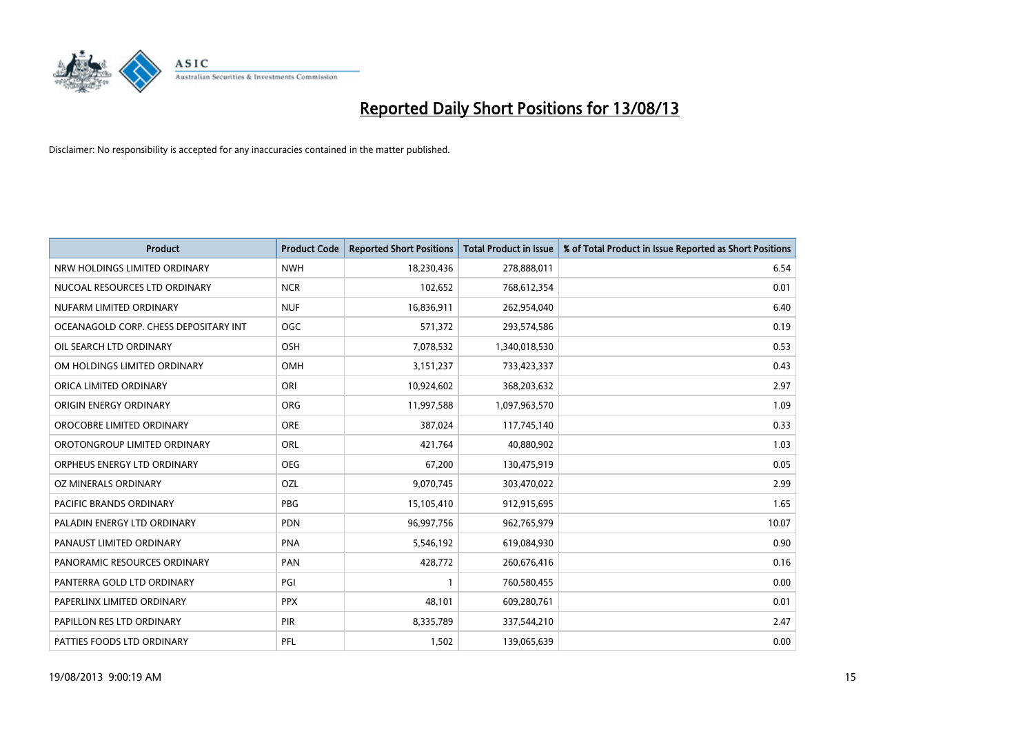# Reported Daily Short Positions for 13/08/13

Disclaimer: No responsibility is accepted for any inaccuracies contained in the matter published.

| Product | Product Code | Reported Short Positions | Total Product in Issue | % of Total Product in Issue Reported as Short Positions |
|---|---|---|---|---|
| NRW HOLDINGS LIMITED ORDINARY | NWH | 18,230,436 | 278,888,011 | 6.54 |
| NUCOAL RESOURCES LTD ORDINARY | NCR | 102,652 | 768,612,354 | 0.01 |
| NUFARM LIMITED ORDINARY | NUF | 16,836,911 | 262,954,040 | 6.40 |
| OCEANAGOLD CORP. CHESS DEPOSITARY INT | OGC | 571,372 | 293,574,586 | 0.19 |
| OIL SEARCH LTD ORDINARY | OSH | 7,078,532 | 1,340,018,530 | 0.53 |
| OM HOLDINGS LIMITED ORDINARY | OMH | 3,151,237 | 733,423,337 | 0.43 |
| ORICA LIMITED ORDINARY | ORI | 10,924,602 | 368,203,632 | 2.97 |
| ORIGIN ENERGY ORDINARY | ORG | 11,997,588 | 1,097,963,570 | 1.09 |
| OROCOBRE LIMITED ORDINARY | ORE | 387,024 | 117,745,140 | 0.33 |
| OROTONGROUP LIMITED ORDINARY | ORL | 421,764 | 40,880,902 | 1.03 |
| ORPHEUS ENERGY LTD ORDINARY | OEG | 67,200 | 130,475,919 | 0.05 |
| OZ MINERALS ORDINARY | OZL | 9,070,745 | 303,470,022 | 2.99 |
| PACIFIC BRANDS ORDINARY | PBG | 15,105,410 | 912,915,695 | 1.65 |
| PALADIN ENERGY LTD ORDINARY | PDN | 96,997,756 | 962,765,979 | 10.07 |
| PANAUST LIMITED ORDINARY | PNA | 5,546,192 | 619,084,930 | 0.90 |
| PANORAMIC RESOURCES ORDINARY | PAN | 428,772 | 260,676,416 | 0.16 |
| PANTERRA GOLD LTD ORDINARY | PGI | 1 | 760,580,455 | 0.00 |
| PAPERLINX LIMITED ORDINARY | PPX | 48,101 | 609,280,761 | 0.01 |
| PAPILLON RES LTD ORDINARY | PIR | 8,335,789 | 337,544,210 | 2.47 |
| PATTIES FOODS LTD ORDINARY | PFL | 1,502 | 139,065,639 | 0.00 |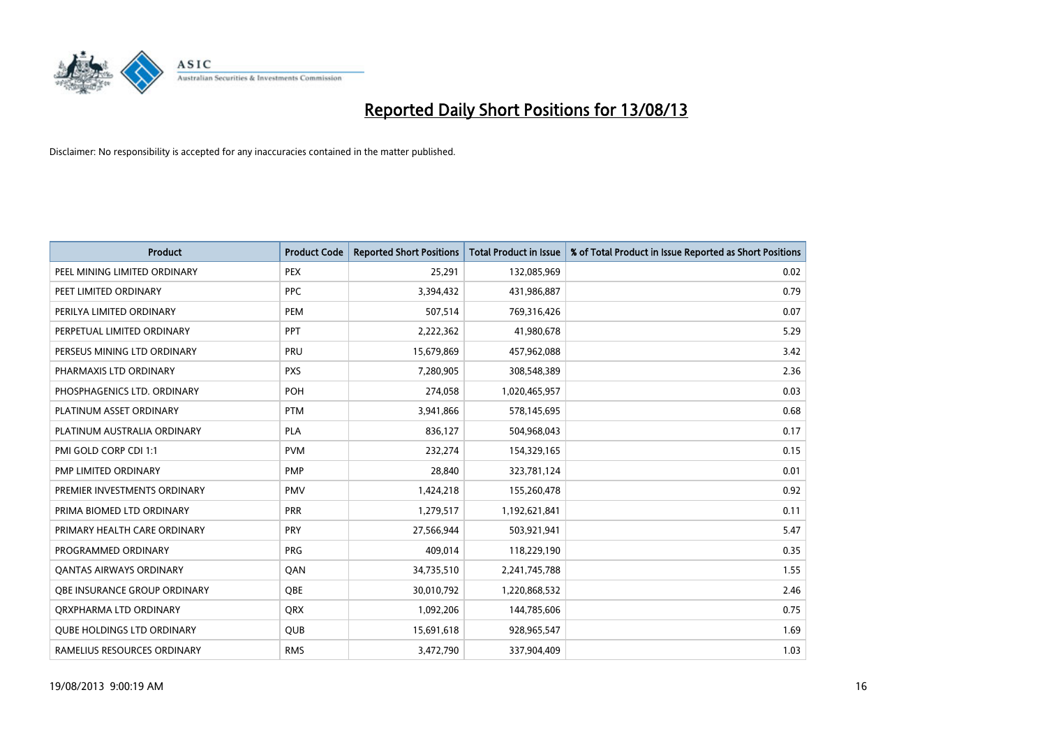# Reported Daily Short Positions for 13/08/13

Disclaimer: No responsibility is accepted for any inaccuracies contained in the matter published.

| Product | Product Code | Reported Short Positions | Total Product in Issue | % of Total Product in Issue Reported as Short Positions |
|---|---|---|---|---|
| PEEL MINING LIMITED ORDINARY | PEX | 25,291 | 132,085,969 | 0.02 |
| PEET LIMITED ORDINARY | PPC | 3,394,432 | 431,986,887 | 0.79 |
| PERILYA LIMITED ORDINARY | PEM | 507,514 | 769,316,426 | 0.07 |
| PERPETUAL LIMITED ORDINARY | PPT | 2,222,362 | 41,980,678 | 5.29 |
| PERSEUS MINING LTD ORDINARY | PRU | 15,679,869 | 457,962,088 | 3.42 |
| PHARMAXIS LTD ORDINARY | PXS | 7,280,905 | 308,548,389 | 2.36 |
| PHOSPHAGENICS LTD. ORDINARY | POH | 274,058 | 1,020,465,957 | 0.03 |
| PLATINUM ASSET ORDINARY | PTM | 3,941,866 | 578,145,695 | 0.68 |
| PLATINUM AUSTRALIA ORDINARY | PLA | 836,127 | 504,968,043 | 0.17 |
| PMI GOLD CORP CDI 1:1 | PVM | 232,274 | 154,329,165 | 0.15 |
| PMP LIMITED ORDINARY | PMP | 28,840 | 323,781,124 | 0.01 |
| PREMIER INVESTMENTS ORDINARY | PMV | 1,424,218 | 155,260,478 | 0.92 |
| PRIMA BIOMED LTD ORDINARY | PRR | 1,279,517 | 1,192,621,841 | 0.11 |
| PRIMARY HEALTH CARE ORDINARY | PRY | 27,566,944 | 503,921,941 | 5.47 |
| PROGRAMMED ORDINARY | PRG | 409,014 | 118,229,190 | 0.35 |
| QANTAS AIRWAYS ORDINARY | QAN | 34,735,510 | 2,241,745,788 | 1.55 |
| QBE INSURANCE GROUP ORDINARY | QBE | 30,010,792 | 1,220,868,532 | 2.46 |
| QRXPHARMA LTD ORDINARY | QRX | 1,092,206 | 144,785,606 | 0.75 |
| QUBE HOLDINGS LTD ORDINARY | QUB | 15,691,618 | 928,965,547 | 1.69 |
| RAMELIUS RESOURCES ORDINARY | RMS | 3,472,790 | 337,904,409 | 1.03 |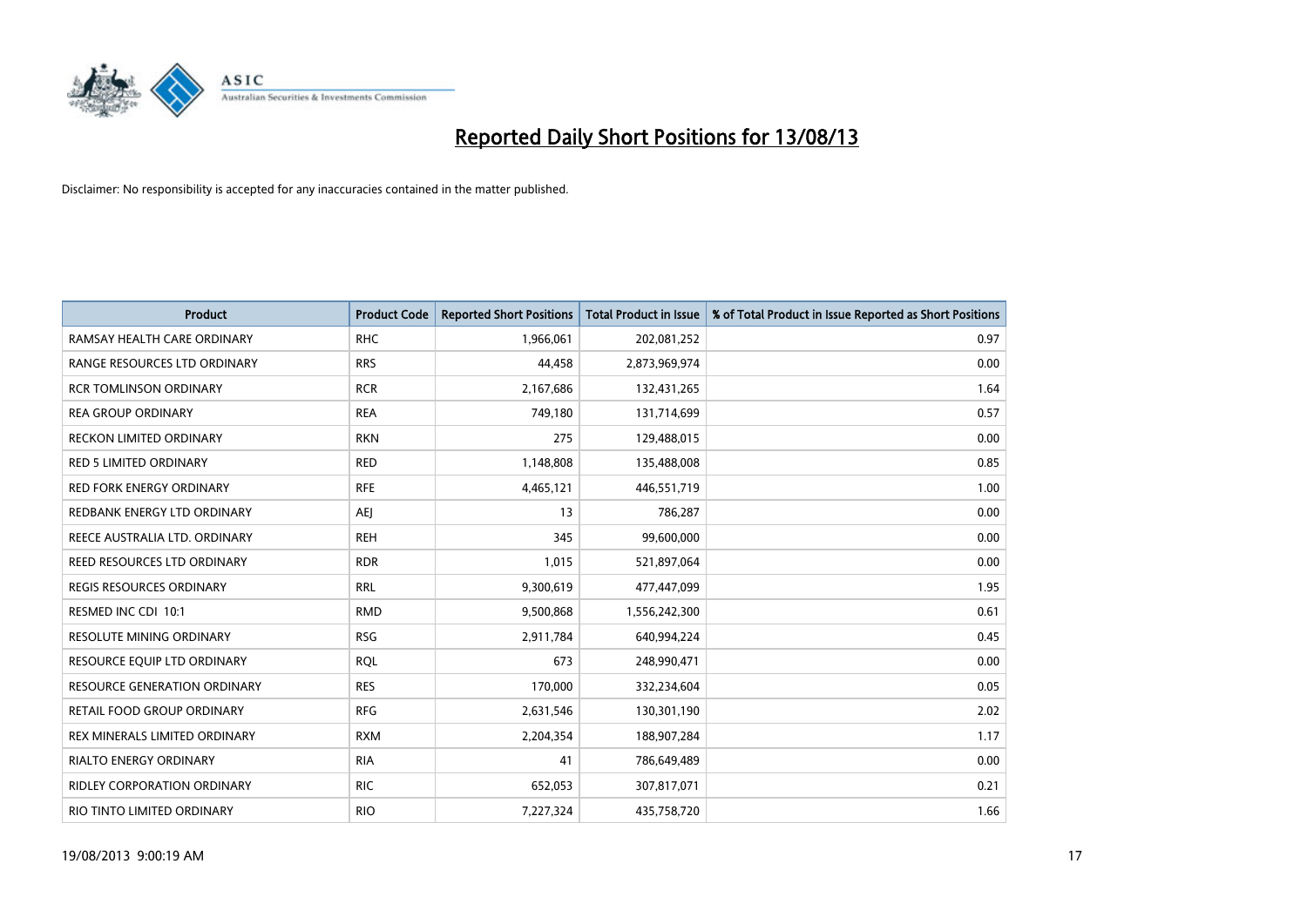# Reported Daily Short Positions for 13/08/13

Disclaimer: No responsibility is accepted for any inaccuracies contained in the matter published.

| Product | Product Code | Reported Short Positions | Total Product in Issue | % of Total Product in Issue Reported as Short Positions |
|---|---|---|---|---|
| RAMSAY HEALTH CARE ORDINARY | RHC | 1,966,061 | 202,081,252 | 0.97 |
| RANGE RESOURCES LTD ORDINARY | RRS | 44,458 | 2,873,969,974 | 0.00 |
| RCR TOMLINSON ORDINARY | RCR | 2,167,686 | 132,431,265 | 1.64 |
| REA GROUP ORDINARY | REA | 749,180 | 131,714,699 | 0.57 |
| RECKON LIMITED ORDINARY | RKN | 275 | 129,488,015 | 0.00 |
| RED 5 LIMITED ORDINARY | RED | 1,148,808 | 135,488,008 | 0.85 |
| RED FORK ENERGY ORDINARY | RFE | 4,465,121 | 446,551,719 | 1.00 |
| REDBANK ENERGY LTD ORDINARY | AEJ | 13 | 786,287 | 0.00 |
| REECE AUSTRALIA LTD. ORDINARY | REH | 345 | 99,600,000 | 0.00 |
| REED RESOURCES LTD ORDINARY | RDR | 1,015 | 521,897,064 | 0.00 |
| REGIS RESOURCES ORDINARY | RRL | 9,300,619 | 477,447,099 | 1.95 |
| RESMED INC CDI 10:1 | RMD | 9,500,868 | 1,556,242,300 | 0.61 |
| RESOLUTE MINING ORDINARY | RSG | 2,911,784 | 640,994,224 | 0.45 |
| RESOURCE EQUIP LTD ORDINARY | RQL | 673 | 248,990,471 | 0.00 |
| RESOURCE GENERATION ORDINARY | RES | 170,000 | 332,234,604 | 0.05 |
| RETAIL FOOD GROUP ORDINARY | RFG | 2,631,546 | 130,301,190 | 2.02 |
| REX MINERALS LIMITED ORDINARY | RXM | 2,204,354 | 188,907,284 | 1.17 |
| RIALTO ENERGY ORDINARY | RIA | 41 | 786,649,489 | 0.00 |
| RIDLEY CORPORATION ORDINARY | RIC | 652,053 | 307,817,071 | 0.21 |
| RIO TINTO LIMITED ORDINARY | RIO | 7,227,324 | 435,758,720 | 1.66 |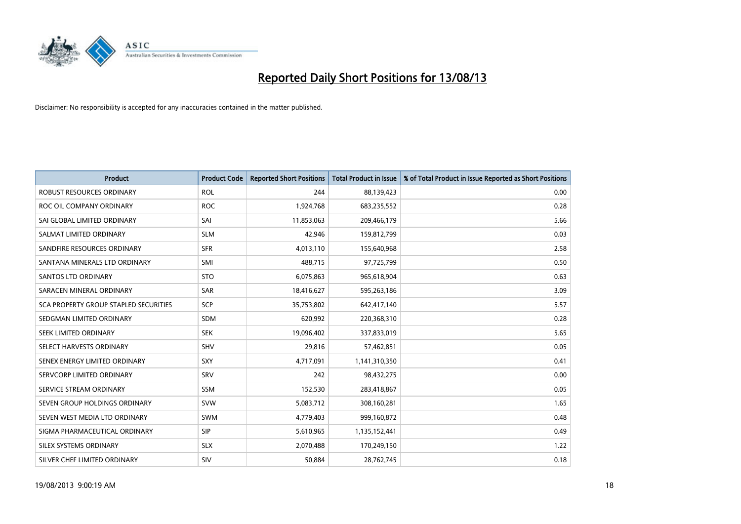# Reported Daily Short Positions for 13/08/13

Disclaimer: No responsibility is accepted for any inaccuracies contained in the matter published.

| Product | Product Code | Reported Short Positions | Total Product in Issue | % of Total Product in Issue Reported as Short Positions |
|---|---|---|---|---|
| ROBUST RESOURCES ORDINARY | ROL | 244 | 88,139,423 | 0.00 |
| ROC OIL COMPANY ORDINARY | ROC | 1,924,768 | 683,235,552 | 0.28 |
| SAI GLOBAL LIMITED ORDINARY | SAI | 11,853,063 | 209,466,179 | 5.66 |
| SALMAT LIMITED ORDINARY | SLM | 42,946 | 159,812,799 | 0.03 |
| SANDFIRE RESOURCES ORDINARY | SFR | 4,013,110 | 155,640,968 | 2.58 |
| SANTANA MINERALS LTD ORDINARY | SMI | 488,715 | 97,725,799 | 0.50 |
| SANTOS LTD ORDINARY | STO | 6,075,863 | 965,618,904 | 0.63 |
| SARACEN MINERAL ORDINARY | SAR | 18,416,627 | 595,263,186 | 3.09 |
| SCA PROPERTY GROUP STAPLED SECURITIES | SCP | 35,753,802 | 642,417,140 | 5.57 |
| SEDGMAN LIMITED ORDINARY | SDM | 620,992 | 220,368,310 | 0.28 |
| SEEK LIMITED ORDINARY | SEK | 19,096,402 | 337,833,019 | 5.65 |
| SELECT HARVESTS ORDINARY | SHV | 29,816 | 57,462,851 | 0.05 |
| SENEX ENERGY LIMITED ORDINARY | SXY | 4,717,091 | 1,141,310,350 | 0.41 |
| SERVCORP LIMITED ORDINARY | SRV | 242 | 98,432,275 | 0.00 |
| SERVICE STREAM ORDINARY | SSM | 152,530 | 283,418,867 | 0.05 |
| SEVEN GROUP HOLDINGS ORDINARY | SVW | 5,083,712 | 308,160,281 | 1.65 |
| SEVEN WEST MEDIA LTD ORDINARY | SWM | 4,779,403 | 999,160,872 | 0.48 |
| SIGMA PHARMACEUTICAL ORDINARY | SIP | 5,610,965 | 1,135,152,441 | 0.49 |
| SILEX SYSTEMS ORDINARY | SLX | 2,070,488 | 170,249,150 | 1.22 |
| SILVER CHEF LIMITED ORDINARY | SIV | 50,884 | 28,762,745 | 0.18 |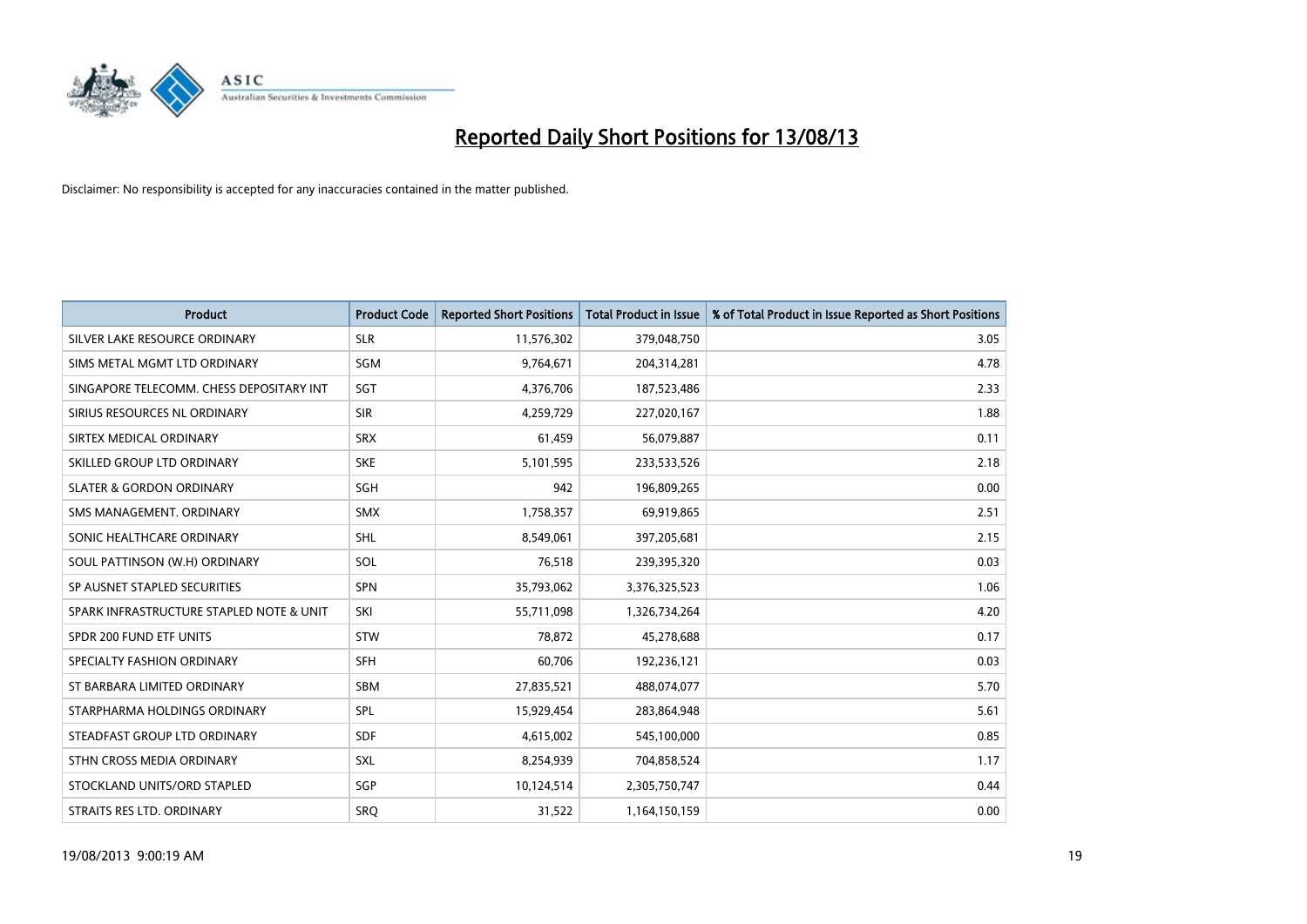# Reported Daily Short Positions for 13/08/13

Disclaimer: No responsibility is accepted for any inaccuracies contained in the matter published.

| Product | Product Code | Reported Short Positions | Total Product in Issue | % of Total Product in Issue Reported as Short Positions |
|---|---|---|---|---|
| SILVER LAKE RESOURCE ORDINARY | SLR | 11,576,302 | 379,048,750 | 3.05 |
| SIMS METAL MGMT LTD ORDINARY | SGM | 9,764,671 | 204,314,281 | 4.78 |
| SINGAPORE TELECOMM. CHESS DEPOSITARY INT | SGT | 4,376,706 | 187,523,486 | 2.33 |
| SIRIUS RESOURCES NL ORDINARY | SIR | 4,259,729 | 227,020,167 | 1.88 |
| SIRTEX MEDICAL ORDINARY | SRX | 61,459 | 56,079,887 | 0.11 |
| SKILLED GROUP LTD ORDINARY | SKE | 5,101,595 | 233,533,526 | 2.18 |
| SLATER & GORDON ORDINARY | SGH | 942 | 196,809,265 | 0.00 |
| SMS MANAGEMENT. ORDINARY | SMX | 1,758,357 | 69,919,865 | 2.51 |
| SONIC HEALTHCARE ORDINARY | SHL | 8,549,061 | 397,205,681 | 2.15 |
| SOUL PATTINSON (W.H) ORDINARY | SOL | 76,518 | 239,395,320 | 0.03 |
| SP AUSNET STAPLED SECURITIES | SPN | 35,793,062 | 3,376,325,523 | 1.06 |
| SPARK INFRASTRUCTURE STAPLED NOTE & UNIT | SKI | 55,711,098 | 1,326,734,264 | 4.20 |
| SPDR 200 FUND ETF UNITS | STW | 78,872 | 45,278,688 | 0.17 |
| SPECIALTY FASHION ORDINARY | SFH | 60,706 | 192,236,121 | 0.03 |
| ST BARBARA LIMITED ORDINARY | SBM | 27,835,521 | 488,074,077 | 5.70 |
| STARPHARMA HOLDINGS ORDINARY | SPL | 15,929,454 | 283,864,948 | 5.61 |
| STEADFAST GROUP LTD ORDINARY | SDF | 4,615,002 | 545,100,000 | 0.85 |
| STHN CROSS MEDIA ORDINARY | SXL | 8,254,939 | 704,858,524 | 1.17 |
| STOCKLAND UNITS/ORD STAPLED | SGP | 10,124,514 | 2,305,750,747 | 0.44 |
| STRAITS RES LTD. ORDINARY | SRQ | 31,522 | 1,164,150,159 | 0.00 |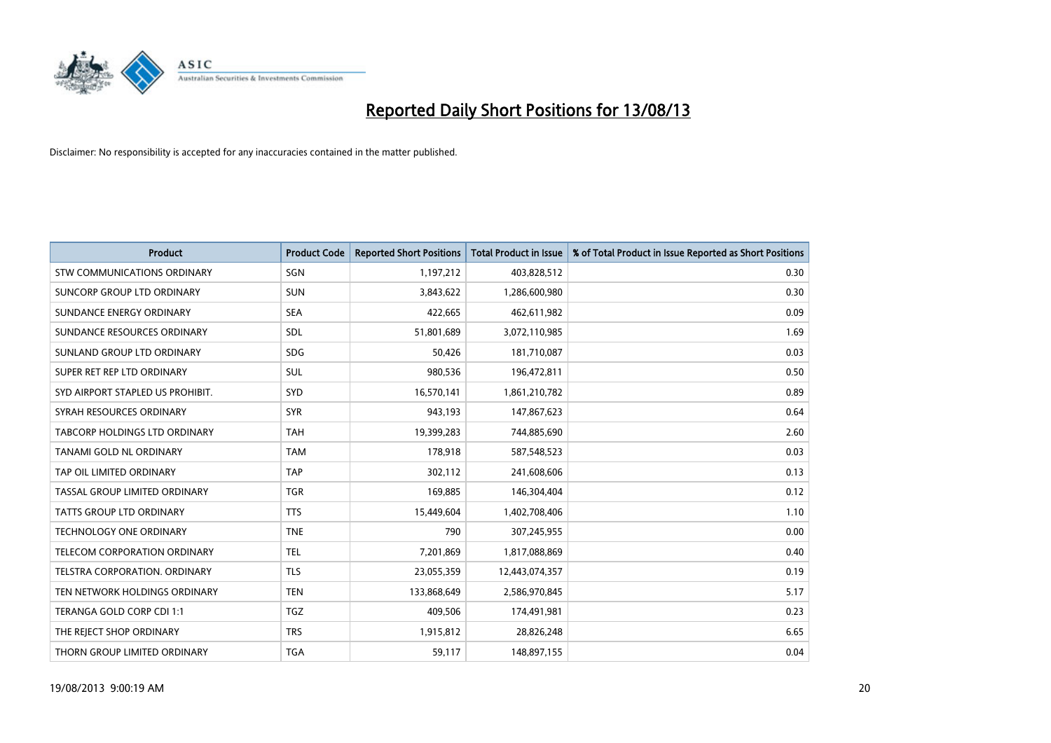# Reported Daily Short Positions for 13/08/13

Disclaimer: No responsibility is accepted for any inaccuracies contained in the matter published.

| Product | Product Code | Reported Short Positions | Total Product in Issue | % of Total Product in Issue Reported as Short Positions |
|---|---|---|---|---|
| STW COMMUNICATIONS ORDINARY | SGN | 1,197,212 | 403,828,512 | 0.30 |
| SUNCORP GROUP LTD ORDINARY | SUN | 3,843,622 | 1,286,600,980 | 0.30 |
| SUNDANCE ENERGY ORDINARY | SEA | 422,665 | 462,611,982 | 0.09 |
| SUNDANCE RESOURCES ORDINARY | SDL | 51,801,689 | 3,072,110,985 | 1.69 |
| SUNLAND GROUP LTD ORDINARY | SDG | 50,426 | 181,710,087 | 0.03 |
| SUPER RET REP LTD ORDINARY | SUL | 980,536 | 196,472,811 | 0.50 |
| SYD AIRPORT STAPLED US PROHIBIT. | SYD | 16,570,141 | 1,861,210,782 | 0.89 |
| SYRAH RESOURCES ORDINARY | SYR | 943,193 | 147,867,623 | 0.64 |
| TABCORP HOLDINGS LTD ORDINARY | TAH | 19,399,283 | 744,885,690 | 2.60 |
| TANAMI GOLD NL ORDINARY | TAM | 178,918 | 587,548,523 | 0.03 |
| TAP OIL LIMITED ORDINARY | TAP | 302,112 | 241,608,606 | 0.13 |
| TASSAL GROUP LIMITED ORDINARY | TGR | 169,885 | 146,304,404 | 0.12 |
| TATTS GROUP LTD ORDINARY | TTS | 15,449,604 | 1,402,708,406 | 1.10 |
| TECHNOLOGY ONE ORDINARY | TNE | 790 | 307,245,955 | 0.00 |
| TELECOM CORPORATION ORDINARY | TEL | 7,201,869 | 1,817,088,869 | 0.40 |
| TELSTRA CORPORATION. ORDINARY | TLS | 23,055,359 | 12,443,074,357 | 0.19 |
| TEN NETWORK HOLDINGS ORDINARY | TEN | 133,868,649 | 2,586,970,845 | 5.17 |
| TERANGA GOLD CORP CDI 1:1 | TGZ | 409,506 | 174,491,981 | 0.23 |
| THE REJECT SHOP ORDINARY | TRS | 1,915,812 | 28,826,248 | 6.65 |
| THORN GROUP LIMITED ORDINARY | TGA | 59,117 | 148,897,155 | 0.04 |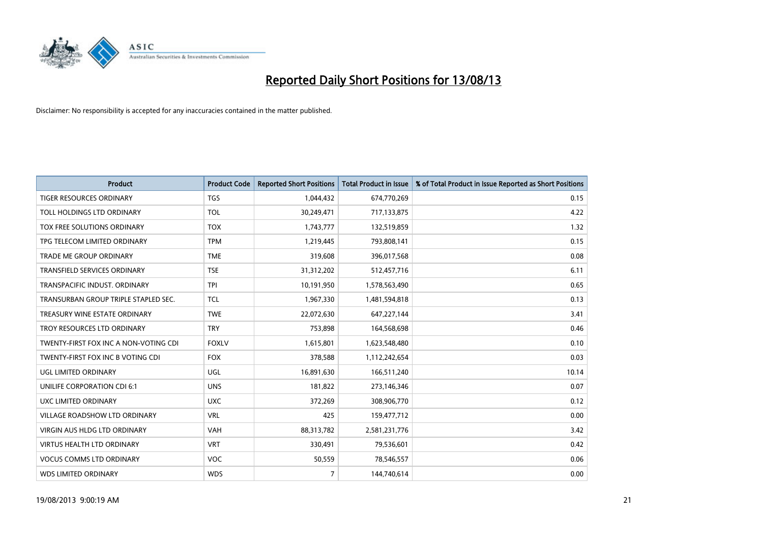# Reported Daily Short Positions for 13/08/13

Disclaimer: No responsibility is accepted for any inaccuracies contained in the matter published.

| Product | Product Code | Reported Short Positions | Total Product in Issue | % of Total Product in Issue Reported as Short Positions |
|---|---|---|---|---|
| TIGER RESOURCES ORDINARY | TGS | 1,044,432 | 674,770,269 | 0.15 |
| TOLL HOLDINGS LTD ORDINARY | TOL | 30,249,471 | 717,133,875 | 4.22 |
| TOX FREE SOLUTIONS ORDINARY | TOX | 1,743,777 | 132,519,859 | 1.32 |
| TPG TELECOM LIMITED ORDINARY | TPM | 1,219,445 | 793,808,141 | 0.15 |
| TRADE ME GROUP ORDINARY | TME | 319,608 | 396,017,568 | 0.08 |
| TRANSFIELD SERVICES ORDINARY | TSE | 31,312,202 | 512,457,716 | 6.11 |
| TRANSPACIFIC INDUST. ORDINARY | TPI | 10,191,950 | 1,578,563,490 | 0.65 |
| TRANSURBAN GROUP TRIPLE STAPLED SEC. | TCL | 1,967,330 | 1,481,594,818 | 0.13 |
| TREASURY WINE ESTATE ORDINARY | TWE | 22,072,630 | 647,227,144 | 3.41 |
| TROY RESOURCES LTD ORDINARY | TRY | 753,898 | 164,568,698 | 0.46 |
| TWENTY-FIRST FOX INC A NON-VOTING CDI | FOXLV | 1,615,801 | 1,623,548,480 | 0.10 |
| TWENTY-FIRST FOX INC B VOTING CDI | FOX | 378,588 | 1,112,242,654 | 0.03 |
| UGL LIMITED ORDINARY | UGL | 16,891,630 | 166,511,240 | 10.14 |
| UNILIFE CORPORATION CDI 6:1 | UNS | 181,822 | 273,146,346 | 0.07 |
| UXC LIMITED ORDINARY | UXC | 372,269 | 308,906,770 | 0.12 |
| VILLAGE ROADSHOW LTD ORDINARY | VRL | 425 | 159,477,712 | 0.00 |
| VIRGIN AUS HLDG LTD ORDINARY | VAH | 88,313,782 | 2,581,231,776 | 3.42 |
| VIRTUS HEALTH LTD ORDINARY | VRT | 330,491 | 79,536,601 | 0.42 |
| VOCUS COMMS LTD ORDINARY | VOC | 50,559 | 78,546,557 | 0.06 |
| WDS LIMITED ORDINARY | WDS | 7 | 144,740,614 | 0.00 |

19/08/2013 9:00:19 AM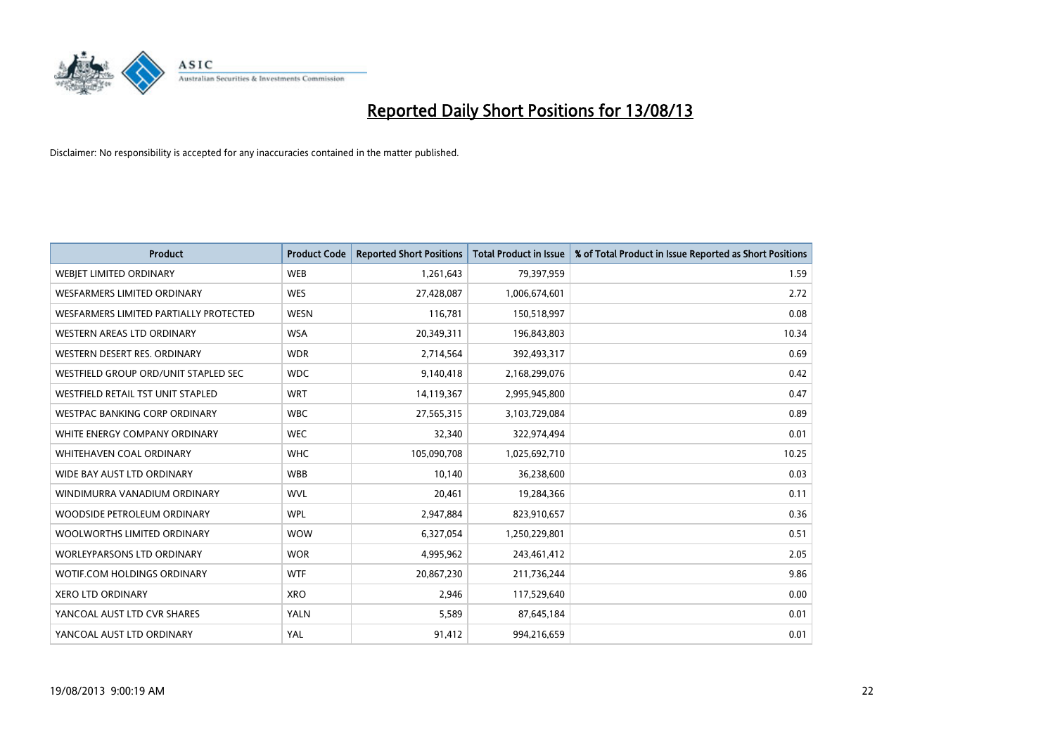# Reported Daily Short Positions for 13/08/13

Disclaimer: No responsibility is accepted for any inaccuracies contained in the matter published.

| Product | Product Code | Reported Short Positions | Total Product in Issue | % of Total Product in Issue Reported as Short Positions |
|---|---|---|---|---|
| WEBJET LIMITED ORDINARY | WEB | 1,261,643 | 79,397,959 | 1.59 |
| WESFARMERS LIMITED ORDINARY | WES | 27,428,087 | 1,006,674,601 | 2.72 |
| WESFARMERS LIMITED PARTIALLY PROTECTED | WESN | 116,781 | 150,518,997 | 0.08 |
| WESTERN AREAS LTD ORDINARY | WSA | 20,349,311 | 196,843,803 | 10.34 |
| WESTERN DESERT RES. ORDINARY | WDR | 2,714,564 | 392,493,317 | 0.69 |
| WESTFIELD GROUP ORD/UNIT STAPLED SEC | WDC | 9,140,418 | 2,168,299,076 | 0.42 |
| WESTFIELD RETAIL TST UNIT STAPLED | WRT | 14,119,367 | 2,995,945,800 | 0.47 |
| WESTPAC BANKING CORP ORDINARY | WBC | 27,565,315 | 3,103,729,084 | 0.89 |
| WHITE ENERGY COMPANY ORDINARY | WEC | 32,340 | 322,974,494 | 0.01 |
| WHITEHAVEN COAL ORDINARY | WHC | 105,090,708 | 1,025,692,710 | 10.25 |
| WIDE BAY AUST LTD ORDINARY | WBB | 10,140 | 36,238,600 | 0.03 |
| WINDIMURRA VANADIUM ORDINARY | WVL | 20,461 | 19,284,366 | 0.11 |
| WOODSIDE PETROLEUM ORDINARY | WPL | 2,947,884 | 823,910,657 | 0.36 |
| WOOLWORTHS LIMITED ORDINARY | WOW | 6,327,054 | 1,250,229,801 | 0.51 |
| WORLEYPARSONS LTD ORDINARY | WOR | 4,995,962 | 243,461,412 | 2.05 |
| WOTIF.COM HOLDINGS ORDINARY | WTF | 20,867,230 | 211,736,244 | 9.86 |
| XERO LTD ORDINARY | XRO | 2,946 | 117,529,640 | 0.00 |
| YANCOAL AUST LTD CVR SHARES | YALN | 5,589 | 87,645,184 | 0.01 |
| YANCOAL AUST LTD ORDINARY | YAL | 91,412 | 994,216,659 | 0.01 |

19/08/2013 9:00:19 AM